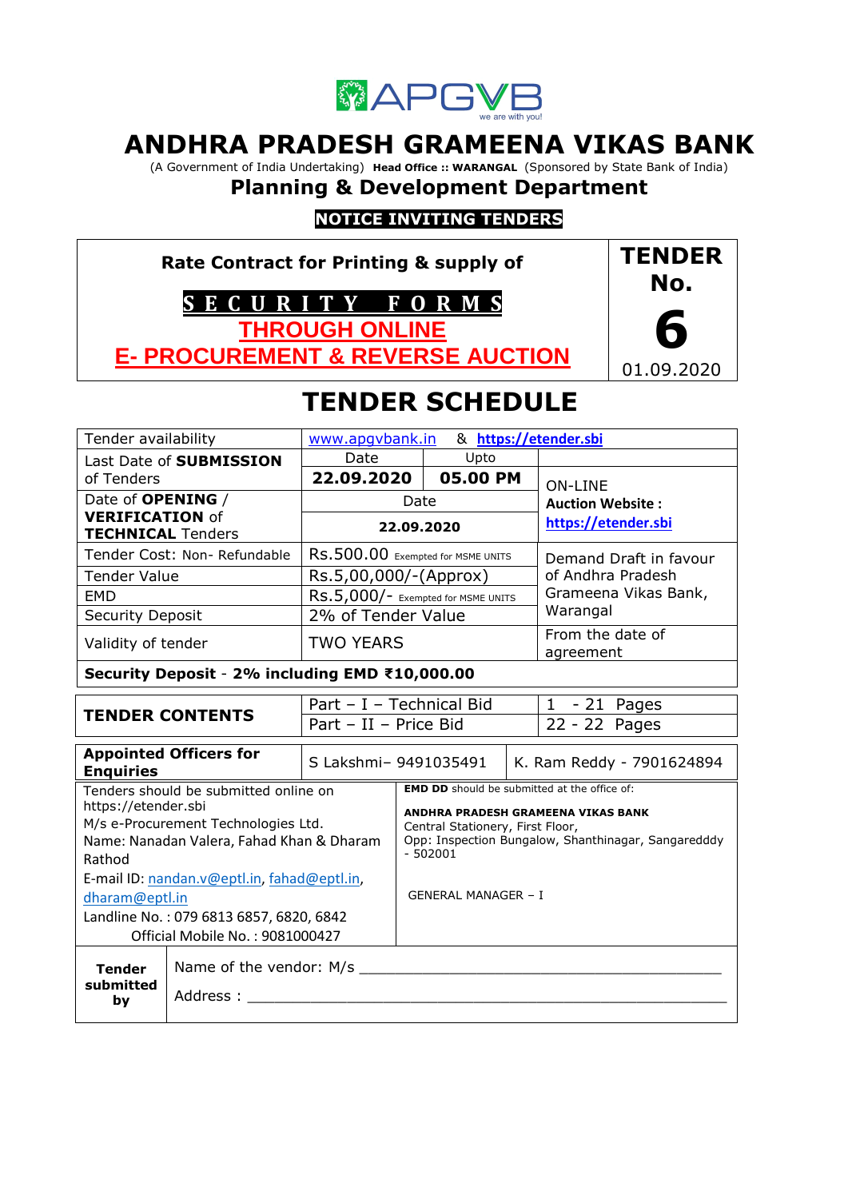APGVB
we are with you!

# ANDHRA PRADESH GRAMEENA VIKAS BANK

(A Government of India Undertaking) **Head Office :: WARANGAL** (Sponsored by State Bank of India)

## Planning & Development Department

**NOTICE INVITING TENDERS**

| Rate Contract for Printing & supply of **SECURITY FORMS** THROUGH ONLINE E- PROCUREMENT & REVERSE AUCTION | **TENDER No. 6** 01.09.2020 |
|---|---|

# TENDER SCHEDULE

| | | | |
|---|---|---|---|
| Tender availability | www.apgvbank.in & https://etender.sbi | | |
| Last Date of **SUBMISSION** of Tenders | Date: **22.09.2020** | Upto: **05.00 PM** | ON-LINE **Auction Website :** https://etender.sbi |
| Date of **OPENING** / **VERIFICATION** of **TECHNICAL** Tenders | Date: **22.09.2020** | | |
| Tender Cost: Non- Refundable | Rs.500.00 Exempted for MSME UNITS | | Demand Draft in favour of Andhra Pradesh Grameena Vikas Bank, Warangal |
| Tender Value | Rs.5,00,000/-(Approx) | | |
| EMD | Rs.5,000/- Exempted for MSME UNITS | | |
| Security Deposit | 2% of Tender Value | | |
| Validity of tender | TWO YEARS | | From the date of agreement |

**Security Deposit - 2% including EMD ₹10,000.00**

| | | |
|---|---|---|
| **TENDER CONTENTS** | Part – I – Technical Bid | 1 - 21 Pages |
| | Part – II – Price Bid | 22 - 22 Pages |

| | | |
|---|---|---|
| **Appointed Officers for Enquiries** | S Lakshmi– 9491035491 | K. Ram Reddy - 7901624894 |

| | |
|---|---|
| Tenders should be submitted online on https://etender.sbi<br>M/s e-Procurement Technologies Ltd.<br>Name: Nanadan Valera, Fahad Khan & Dharam Rathod<br>E-mail ID: nandan.v@eptl.in, fahad@eptl.in, dharam@eptl.in<br>Landline No. : 079 6813 6857, 6820, 6842<br>Official Mobile No. : 9081000427 | **EMD DD** should be submitted at the office of:<br>**ANDHRA PRADESH GRAMEENA VIKAS BANK**<br>Central Stationery, First Floor,<br>Opp: Inspection Bungalow, Shanthinagar, Sangaredddy - 502001<br><br>GENERAL MANAGER – I |

| | |
|---|---|
| **Tender submitted by** | Name of the vendor: M/s ________________________________<br>Address : ________________________________ |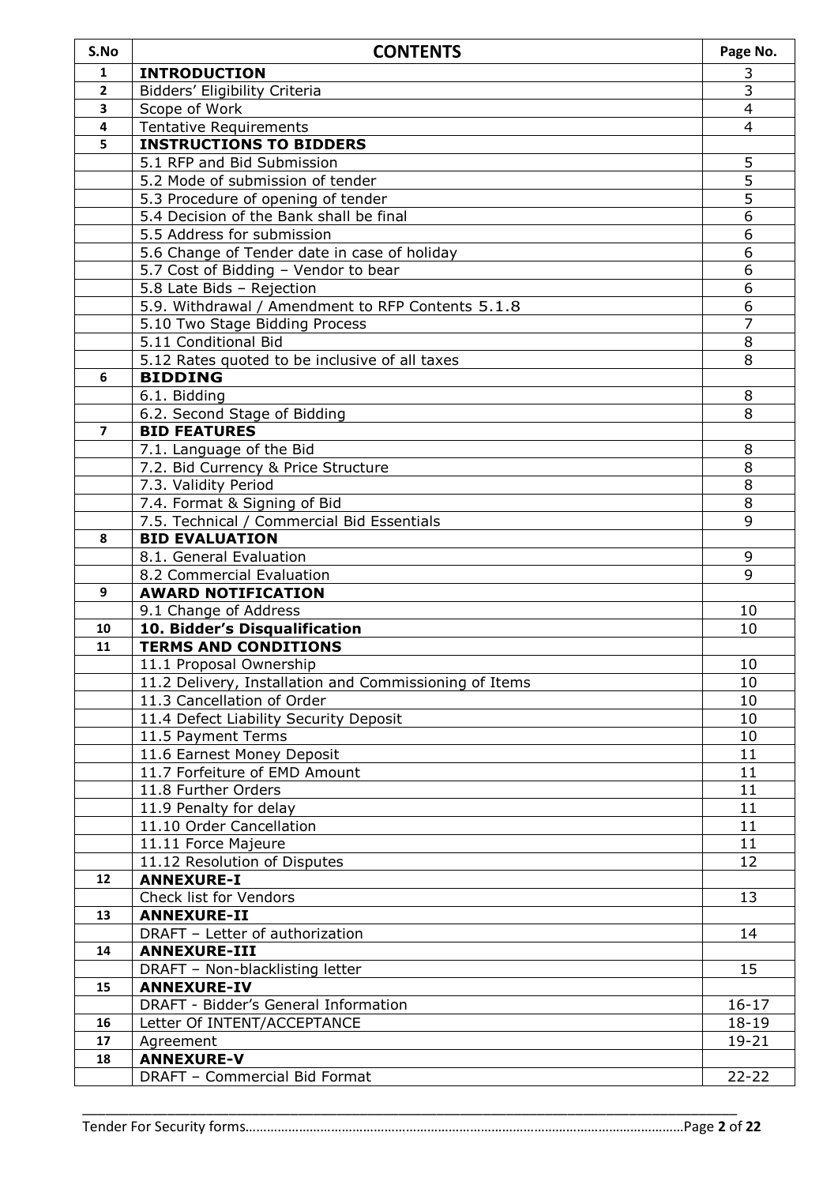| S.No | CONTENTS | Page No. |
|---|---|---|
| 1 | **INTRODUCTION** | 3 |
| 2 | Bidders' Eligibility Criteria | 3 |
| 3 | Scope of Work | 4 |
| 4 | Tentative Requirements | 4 |
| 5 | **INSTRUCTIONS TO BIDDERS** | |
| | 5.1 RFP and Bid Submission | 5 |
| | 5.2 Mode of submission of tender | 5 |
| | 5.3 Procedure of opening of tender | 5 |
| | 5.4 Decision of the Bank shall be final | 6 |
| | 5.5 Address for submission | 6 |
| | 5.6 Change of Tender date in case of holiday | 6 |
| | 5.7 Cost of Bidding – Vendor to bear | 6 |
| | 5.8 Late Bids – Rejection | 6 |
| | 5.9. Withdrawal / Amendment to RFP Contents 5.1.8 | 6 |
| | 5.10 Two Stage Bidding Process | 7 |
| | 5.11 Conditional Bid | 8 |
| | 5.12 Rates quoted to be inclusive of all taxes | 8 |
| 6 | **BIDDING** | |
| | 6.1. Bidding | 8 |
| | 6.2. Second Stage of Bidding | 8 |
| 7 | **BID FEATURES** | |
| | 7.1. Language of the Bid | 8 |
| | 7.2. Bid Currency & Price Structure | 8 |
| | 7.3. Validity Period | 8 |
| | 7.4. Format & Signing of Bid | 8 |
| | 7.5. Technical / Commercial Bid Essentials | 9 |
| 8 | **BID EVALUATION** | |
| | 8.1. General Evaluation | 9 |
| | 8.2 Commercial Evaluation | 9 |
| 9 | **AWARD NOTIFICATION** | |
| | 9.1 Change of Address | 10 |
| 10 | **10. Bidder's Disqualification** | 10 |
| 11 | **TERMS AND CONDITIONS** | |
| | 11.1 Proposal Ownership | 10 |
| | 11.2 Delivery, Installation and Commissioning of Items | 10 |
| | 11.3 Cancellation of Order | 10 |
| | 11.4 Defect Liability Security Deposit | 10 |
| | 11.5 Payment Terms | 10 |
| | 11.6 Earnest Money Deposit | 11 |
| | 11.7 Forfeiture of EMD Amount | 11 |
| | 11.8 Further Orders | 11 |
| | 11.9 Penalty for delay | 11 |
| | 11.10 Order Cancellation | 11 |
| | 11.11 Force Majeure | 11 |
| | 11.12 Resolution of Disputes | 12 |
| 12 | **ANNEXURE-I** | |
| | Check list for Vendors | 13 |
| 13 | **ANNEXURE-II** | |
| | DRAFT – Letter of authorization | 14 |
| 14 | **ANNEXURE-III** | |
| | DRAFT – Non-blacklisting letter | 15 |
| 15 | **ANNEXURE-IV** | |
| | DRAFT - Bidder's General Information | 16-17 |
| 16 | Letter Of INTENT/ACCEPTANCE | 18-19 |
| 17 | Agreement | 19-21 |
| 18 | **ANNEXURE-V** | |
| | DRAFT – Commercial Bid Format | 22-22 |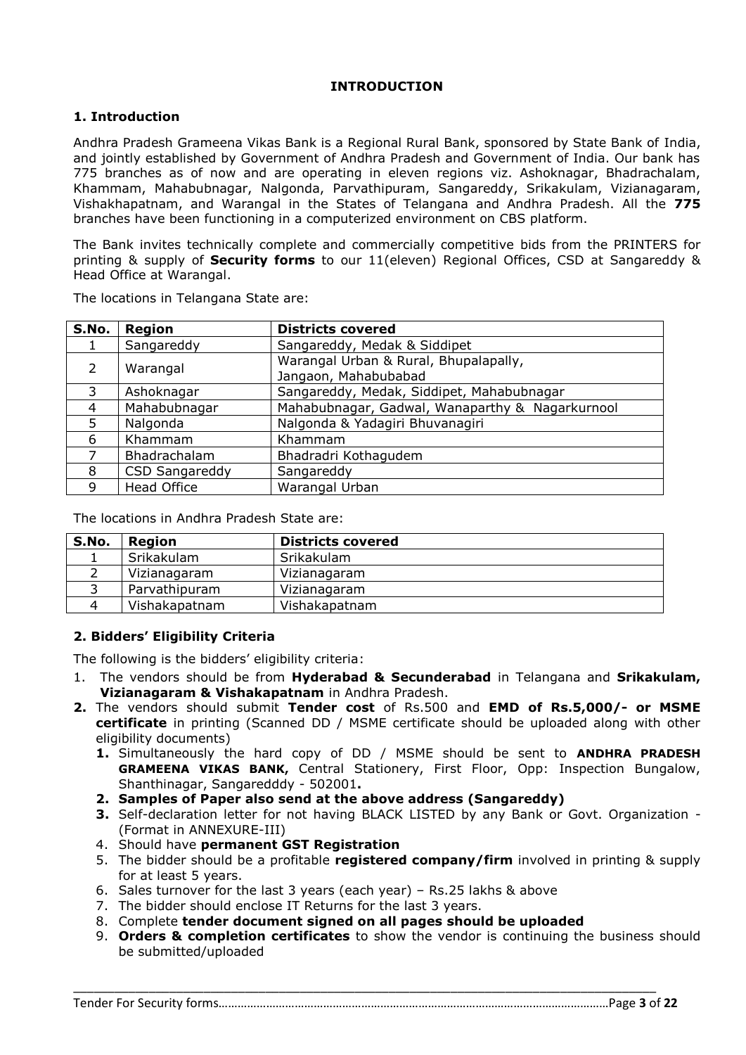# INTRODUCTION

## 1. Introduction

Andhra Pradesh Grameena Vikas Bank is a Regional Rural Bank, sponsored by State Bank of India, and jointly established by Government of Andhra Pradesh and Government of India. Our bank has 775 branches as of now and are operating in eleven regions viz. Ashoknagar, Bhadrachalam, Khammam, Mahabubnagar, Nalgonda, Parvathipuram, Sangareddy, Srikakulam, Vizianagaram, Vishakhapatnam, and Warangal in the States of Telangana and Andhra Pradesh. All the **775** branches have been functioning in a computerized environment on CBS platform.

The Bank invites technically complete and commercially competitive bids from the PRINTERS for printing & supply of **Security forms** to our 11(eleven) Regional Offices, CSD at Sangareddy & Head Office at Warangal.

The locations in Telangana State are:

| S.No. | Region | Districts covered |
|---|---|---|
| 1 | Sangareddy | Sangareddy, Medak & Siddipet |
| 2 | Warangal | Warangal Urban & Rural, Bhupalapally, Jangaon, Mahabubabad |
| 3 | Ashoknagar | Sangareddy, Medak, Siddipet, Mahabubnagar |
| 4 | Mahabubnagar | Mahabubnagar, Gadwal, Wanaparthy & Nagarkurnool |
| 5 | Nalgonda | Nalgonda & Yadagiri Bhuvanagiri |
| 6 | Khammam | Khammam |
| 7 | Bhadrachalam | Bhadradri Kothagudem |
| 8 | CSD Sangareddy | Sangareddy |
| 9 | Head Office | Warangal Urban |

The locations in Andhra Pradesh State are:

| S.No. | Region | Districts covered |
|---|---|---|
| 1 | Srikakulam | Srikakulam |
| 2 | Vizianagaram | Vizianagaram |
| 3 | Parvathipuram | Vizianagaram |
| 4 | Vishakapatnam | Vishakapatnam |

## 2. Bidders' Eligibility Criteria

The following is the bidders' eligibility criteria:

1. The vendors should be from **Hyderabad & Secunderabad** in Telangana and **Srikakulam, Vizianagaram & Vishakapatnam** in Andhra Pradesh.
2. The vendors should submit **Tender cost** of Rs.500 and **EMD of Rs.5,000/- or MSME certificate** in printing (Scanned DD / MSME certificate should be uploaded along with other eligibility documents)
    1. Simultaneously the hard copy of DD / MSME should be sent to **ANDHRA PRADESH GRAMEENA VIKAS BANK,** Central Stationery, First Floor, Opp: Inspection Bungalow, Shanthinagar, Sangaredddy - 502001**.**
    2. **Samples of Paper also send at the above address (Sangareddy)**
    3. Self-declaration letter for not having BLACK LISTED by any Bank or Govt. Organization - (Format in ANNEXURE-III)
    4. Should have **permanent GST Registration**
    5. The bidder should be a profitable **registered company/firm** involved in printing & supply for at least 5 years.
    6. Sales turnover for the last 3 years (each year) – Rs.25 lakhs & above
    7. The bidder should enclose IT Returns for the last 3 years.
    8. Complete **tender document signed on all pages should be uploaded**
    9. **Orders & completion certificates** to show the vendor is continuing the business should be submitted/uploaded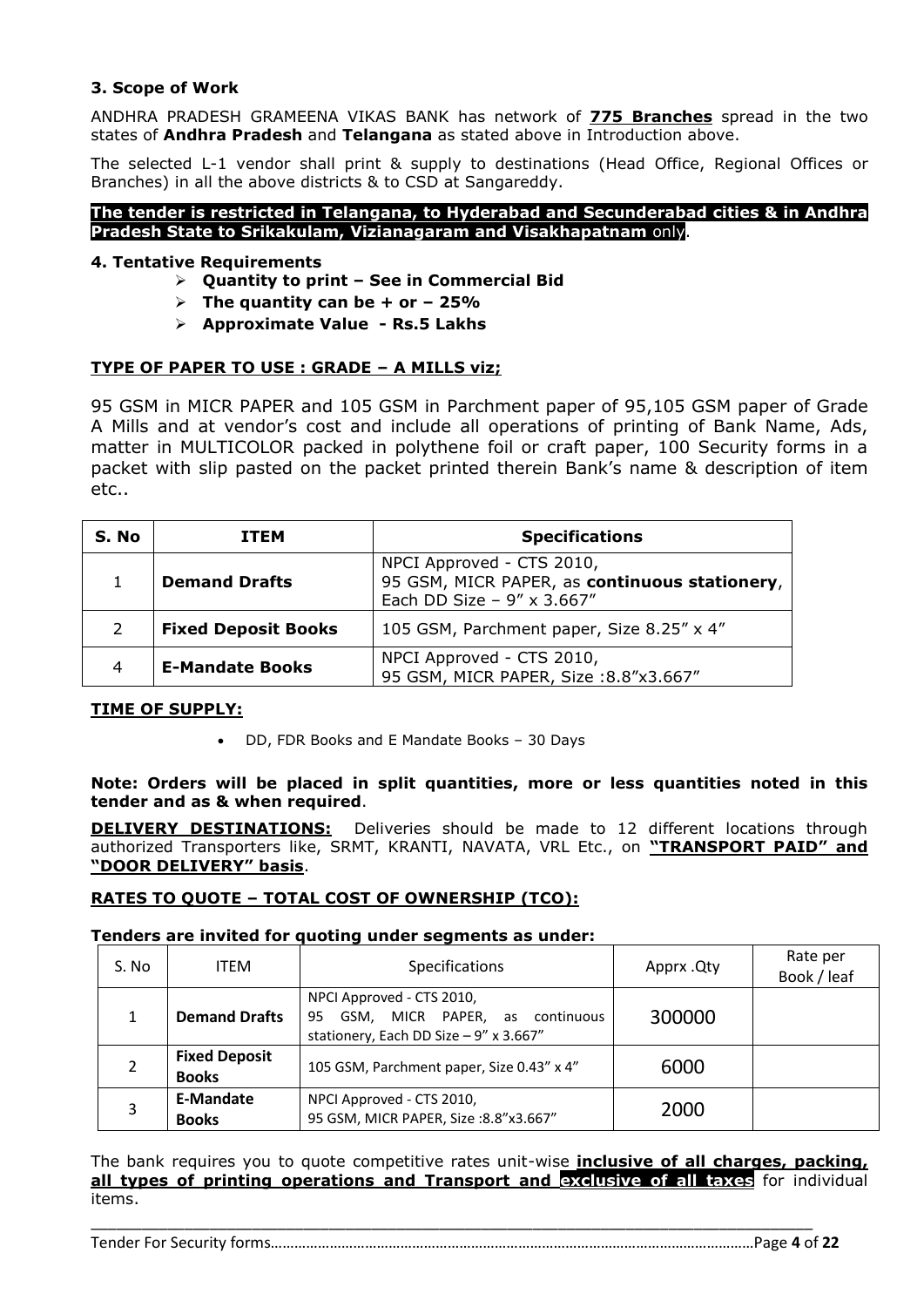### 3. Scope of Work

ANDHRA PRADESH GRAMEENA VIKAS BANK has network of **775 Branches** spread in the two states of **Andhra Pradesh** and **Telangana** as stated above in Introduction above.

The selected L-1 vendor shall print & supply to destinations (Head Office, Regional Offices or Branches) in all the above districts & to CSD at Sangareddy.

**The tender is restricted in Telangana, to Hyderabad and Secunderabad cities & in Andhra Pradesh State to Srikakulam, Vizianagaram and Visakhapatnam** only.

### 4. Tentative Requirements

- **Quantity to print – See in Commercial Bid**
- **The quantity can be + or – 25%**
- **Approximate Value - Rs.5 Lakhs**

**TYPE OF PAPER TO USE : GRADE – A MILLS viz;**

95 GSM in MICR PAPER and 105 GSM in Parchment paper of 95,105 GSM paper of Grade A Mills and at vendor's cost and include all operations of printing of Bank Name, Ads, matter in MULTICOLOR packed in polythene foil or craft paper, 100 Security forms in a packet with slip pasted on the packet printed therein Bank's name & description of item etc..

| S. No | ITEM | Specifications |
|---|---|---|
| 1 | **Demand Drafts** | NPCI Approved - CTS 2010, 95 GSM, MICR PAPER, as **continuous stationery**, Each DD Size – 9" x 3.667" |
| 2 | **Fixed Deposit Books** | 105 GSM, Parchment paper, Size 8.25" x 4" |
| 4 | **E-Mandate Books** | NPCI Approved - CTS 2010, 95 GSM, MICR PAPER, Size :8.8"x3.667" |

**TIME OF SUPPLY:**

- DD, FDR Books and E Mandate Books – 30 Days

**Note: Orders will be placed in split quantities, more or less quantities noted in this tender and as & when required**.

**DELIVERY DESTINATIONS:** Deliveries should be made to 12 different locations through authorized Transporters like, SRMT, KRANTI, NAVATA, VRL Etc., on **"TRANSPORT PAID" and "DOOR DELIVERY" basis**.

**RATES TO QUOTE – TOTAL COST OF OWNERSHIP (TCO):**

**Tenders are invited for quoting under segments as under:**

| S. No | ITEM | Specifications | Apprx .Qty | Rate per Book / leaf |
|---|---|---|---|---|
| 1 | **Demand Drafts** | NPCI Approved - CTS 2010, 95 GSM, MICR PAPER, as continuous stationery, Each DD Size – 9" x 3.667" | 300000 | |
| 2 | **Fixed Deposit Books** | 105 GSM, Parchment paper, Size 0.43" x 4" | 6000 | |
| 3 | **E-Mandate Books** | NPCI Approved - CTS 2010, 95 GSM, MICR PAPER, Size :8.8"x3.667" | 2000 | |

The bank requires you to quote competitive rates unit-wise **inclusive of all charges, packing, all types of printing operations and Transport and exclusive of all taxes** for individual items.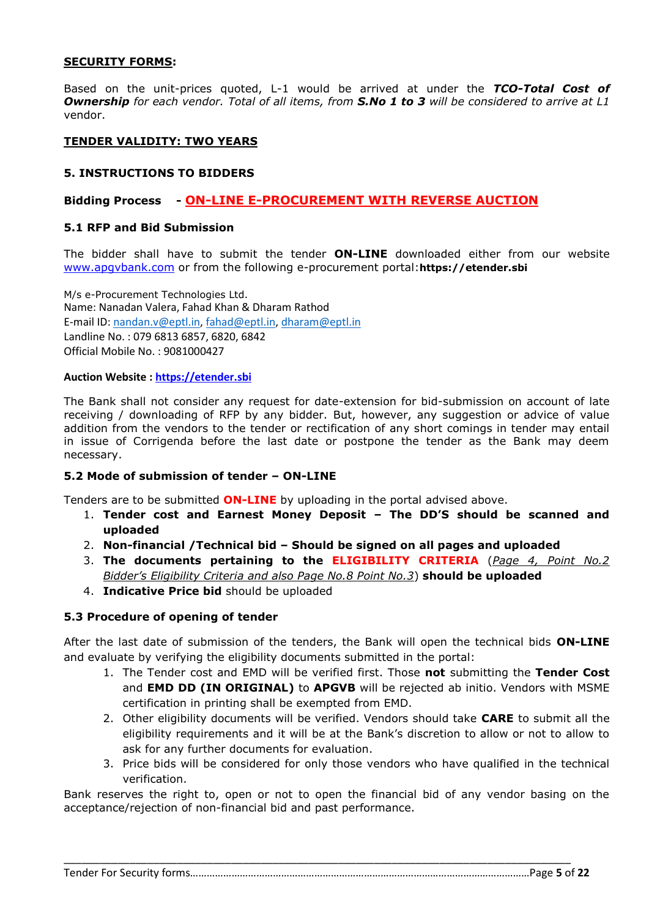**SECURITY FORMS:**

Based on the unit-prices quoted, L-1 would be arrived at under the ***TCO-Total Cost of Ownership*** *for each vendor. Total of all items, from* ***S.No 1 to 3*** *will be considered to arrive at L1* vendor.

**TENDER VALIDITY: TWO YEARS**

## 5. INSTRUCTIONS TO BIDDERS

**Bidding Process - ON-LINE E-PROCUREMENT WITH REVERSE AUCTION**

### 5.1 RFP and Bid Submission

The bidder shall have to submit the tender **ON-LINE** downloaded either from our website www.apgvbank.com or from the following e-procurement portal:**https://etender.sbi**

M/s e-Procurement Technologies Ltd.
Name: Nanadan Valera, Fahad Khan & Dharam Rathod
E-mail ID: nandan.v@eptl.in, fahad@eptl.in, dharam@eptl.in
Landline No. : 079 6813 6857, 6820, 6842
Official Mobile No. : 9081000427

**Auction Website : https://etender.sbi**

The Bank shall not consider any request for date-extension for bid-submission on account of late receiving / downloading of RFP by any bidder. But, however, any suggestion or advice of value addition from the vendors to the tender or rectification of any short comings in tender may entail in issue of Corrigenda before the last date or postpone the tender as the Bank may deem necessary.

### 5.2 Mode of submission of tender – ON-LINE

Tenders are to be submitted **ON-LINE** by uploading in the portal advised above.

1. **Tender cost and Earnest Money Deposit – The DD'S should be scanned and uploaded**
2. **Non-financial /Technical bid – Should be signed on all pages and uploaded**
3. **The documents pertaining to the ELIGIBILITY CRITERIA** (*Page 4, Point No.2 Bidder's Eligibility Criteria and also Page No.8 Point No.3*) **should be uploaded**
4. **Indicative Price bid** should be uploaded

### 5.3 Procedure of opening of tender

After the last date of submission of the tenders, the Bank will open the technical bids **ON-LINE** and evaluate by verifying the eligibility documents submitted in the portal:

1. The Tender cost and EMD will be verified first. Those **not** submitting the **Tender Cost** and **EMD DD (IN ORIGINAL)** to **APGVB** will be rejected ab initio. Vendors with MSME certification in printing shall be exempted from EMD.
2. Other eligibility documents will be verified. Vendors should take **CARE** to submit all the eligibility requirements and it will be at the Bank's discretion to allow or not to allow to ask for any further documents for evaluation.
3. Price bids will be considered for only those vendors who have qualified in the technical verification.

Bank reserves the right to, open or not to open the financial bid of any vendor basing on the acceptance/rejection of non-financial bid and past performance.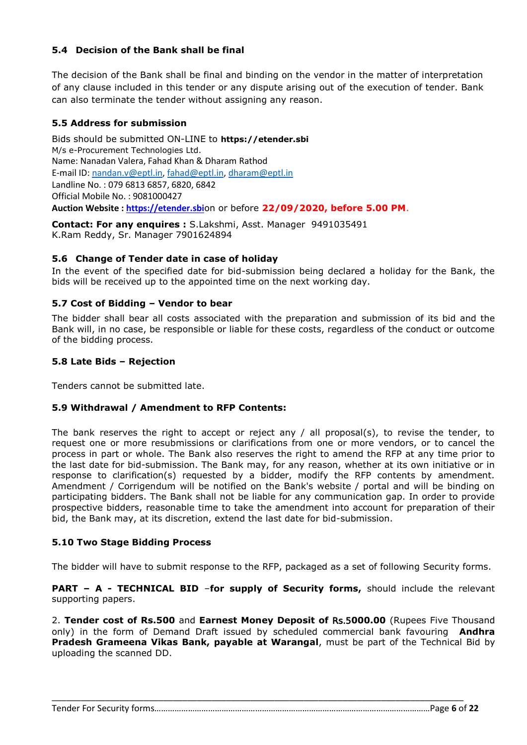### 5.4 Decision of the Bank shall be final

The decision of the Bank shall be final and binding on the vendor in the matter of interpretation of any clause included in this tender or any dispute arising out of the execution of tender. Bank can also terminate the tender without assigning any reason.

### 5.5 Address for submission

Bids should be submitted ON-LINE to **https://etender.sbi**
M/s e-Procurement Technologies Ltd.
Name: Nanadan Valera, Fahad Khan & Dharam Rathod
E-mail ID: nandan.v@eptl.in, fahad@eptl.in, dharam@eptl.in
Landline No. : 079 6813 6857, 6820, 6842
Official Mobile No. : 9081000427
**Auction Website : https://etender.sbi**on or before **22/09/2020, before 5.00 PM**.

**Contact: For any enquires :** S.Lakshmi, Asst. Manager 9491035491
K.Ram Reddy, Sr. Manager 7901624894

### 5.6 Change of Tender date in case of holiday

In the event of the specified date for bid-submission being declared a holiday for the Bank, the bids will be received up to the appointed time on the next working day.

### 5.7 Cost of Bidding – Vendor to bear

The bidder shall bear all costs associated with the preparation and submission of its bid and the Bank will, in no case, be responsible or liable for these costs, regardless of the conduct or outcome of the bidding process.

### 5.8 Late Bids – Rejection

Tenders cannot be submitted late.

### 5.9 Withdrawal / Amendment to RFP Contents:

The bank reserves the right to accept or reject any / all proposal(s), to revise the tender, to request one or more resubmissions or clarifications from one or more vendors, or to cancel the process in part or whole. The Bank also reserves the right to amend the RFP at any time prior to the last date for bid-submission. The Bank may, for any reason, whether at its own initiative or in response to clarification(s) requested by a bidder, modify the RFP contents by amendment. Amendment / Corrigendum will be notified on the Bank's website / portal and will be binding on participating bidders. The Bank shall not be liable for any communication gap. In order to provide prospective bidders, reasonable time to take the amendment into account for preparation of their bid, the Bank may, at its discretion, extend the last date for bid-submission.

### 5.10 Two Stage Bidding Process

The bidder will have to submit response to the RFP, packaged as a set of following Security forms.

**PART – A - TECHNICAL BID** –**for supply of Security forms,** should include the relevant supporting papers.

2. **Tender cost of Rs.500** and **Earnest Money Deposit of Rs.5000.00** (Rupees Five Thousand only) in the form of Demand Draft issued by scheduled commercial bank favouring **Andhra Pradesh Grameena Vikas Bank, payable at Warangal**, must be part of the Technical Bid by uploading the scanned DD.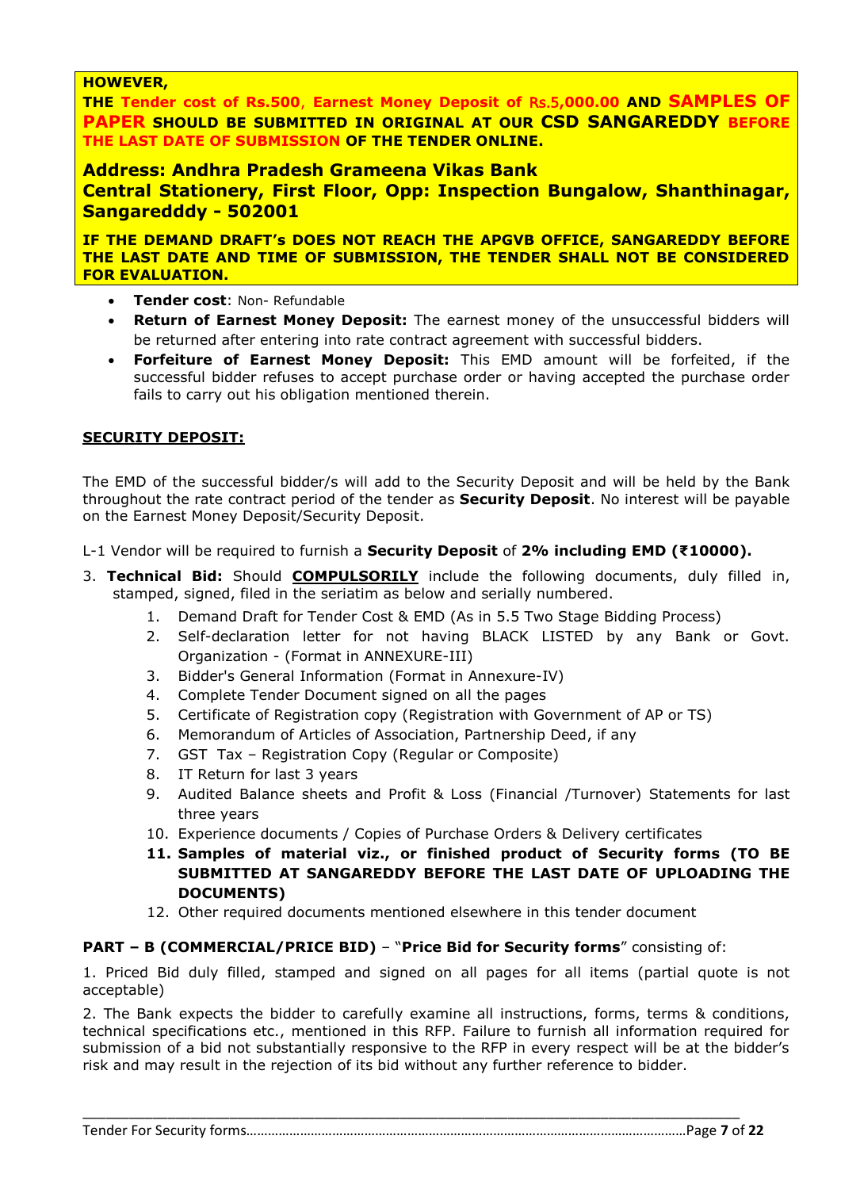**HOWEVER,**

**THE Tender cost of Rs.500, Earnest Money Deposit of Rs.5,000.00 AND SAMPLES OF PAPER SHOULD BE SUBMITTED IN ORIGINAL AT OUR CSD SANGAREDDY BEFORE THE LAST DATE OF SUBMISSION OF THE TENDER ONLINE.**

**Address: Andhra Pradesh Grameena Vikas Bank**
**Central Stationery, First Floor, Opp: Inspection Bungalow, Shanthinagar, Sangaredddy - 502001**

**IF THE DEMAND DRAFT's DOES NOT REACH THE APGVB OFFICE, SANGAREDDY BEFORE THE LAST DATE AND TIME OF SUBMISSION, THE TENDER SHALL NOT BE CONSIDERED FOR EVALUATION.**

- **Tender cost**: Non- Refundable
- **Return of Earnest Money Deposit:** The earnest money of the unsuccessful bidders will be returned after entering into rate contract agreement with successful bidders.
- **Forfeiture of Earnest Money Deposit:** This EMD amount will be forfeited, if the successful bidder refuses to accept purchase order or having accepted the purchase order fails to carry out his obligation mentioned therein.

**SECURITY DEPOSIT:**

The EMD of the successful bidder/s will add to the Security Deposit and will be held by the Bank throughout the rate contract period of the tender as **Security Deposit**. No interest will be payable on the Earnest Money Deposit/Security Deposit.

L-1 Vendor will be required to furnish a **Security Deposit** of **2% including EMD (₹10000).**

3. **Technical Bid:** Should **COMPULSORILY** include the following documents, duly filled in, stamped, signed, filed in the seriatim as below and serially numbered.
    1. Demand Draft for Tender Cost & EMD (As in 5.5 Two Stage Bidding Process)
    2. Self-declaration letter for not having BLACK LISTED by any Bank or Govt. Organization - (Format in ANNEXURE-III)
    3. Bidder's General Information (Format in Annexure-IV)
    4. Complete Tender Document signed on all the pages
    5. Certificate of Registration copy (Registration with Government of AP or TS)
    6. Memorandum of Articles of Association, Partnership Deed, if any
    7. GST Tax – Registration Copy (Regular or Composite)
    8. IT Return for last 3 years
    9. Audited Balance sheets and Profit & Loss (Financial /Turnover) Statements for last three years
    10. Experience documents / Copies of Purchase Orders & Delivery certificates
    11. **Samples of material viz., or finished product of Security forms (TO BE SUBMITTED AT SANGAREDDY BEFORE THE LAST DATE OF UPLOADING THE DOCUMENTS)**
    12. Other required documents mentioned elsewhere in this tender document

**PART – B (COMMERCIAL/PRICE BID)** – "**Price Bid for Security forms**" consisting of:

1. Priced Bid duly filled, stamped and signed on all pages for all items (partial quote is not acceptable)

2. The Bank expects the bidder to carefully examine all instructions, forms, terms & conditions, technical specifications etc., mentioned in this RFP. Failure to furnish all information required for submission of a bid not substantially responsive to the RFP in every respect will be at the bidder's risk and may result in the rejection of its bid without any further reference to bidder.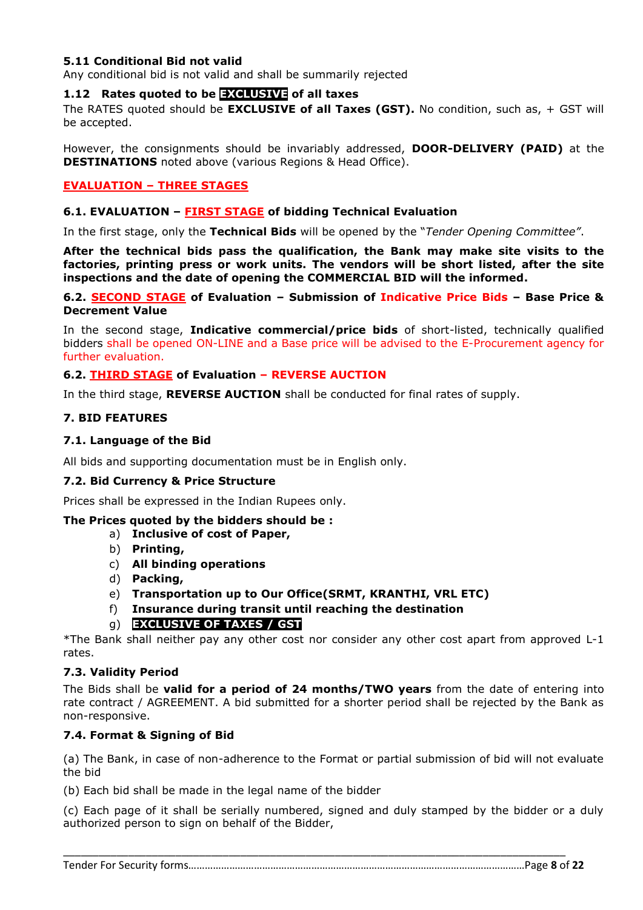### 5.11 Conditional Bid not valid

Any conditional bid is not valid and shall be summarily rejected

### 1.12 Rates quoted to be EXCLUSIVE of all taxes

The RATES quoted should be **EXCLUSIVE of all Taxes (GST).** No condition, such as, + GST will be accepted.

However, the consignments should be invariably addressed, **DOOR-DELIVERY (PAID)** at the **DESTINATIONS** noted above (various Regions & Head Office).

## EVALUATION – THREE STAGES

### 6.1. EVALUATION – FIRST STAGE of bidding Technical Evaluation

In the first stage, only the **Technical Bids** will be opened by the "*Tender Opening Committee"*.

**After the technical bids pass the qualification, the Bank may make site visits to the factories, printing press or work units. The vendors will be short listed, after the site inspections and the date of opening the COMMERCIAL BID will the informed.**

### 6.2. SECOND STAGE of Evaluation – Submission of Indicative Price Bids – Base Price & Decrement Value

In the second stage, **Indicative commercial/price bids** of short-listed, technically qualified bidders shall be opened ON-LINE and a Base price will be advised to the E-Procurement agency for further evaluation.

### 6.2. THIRD STAGE of Evaluation – REVERSE AUCTION

In the third stage, **REVERSE AUCTION** shall be conducted for final rates of supply.

### 7. BID FEATURES

### 7.1. Language of the Bid

All bids and supporting documentation must be in English only.

### 7.2. Bid Currency & Price Structure

Prices shall be expressed in the Indian Rupees only.

**The Prices quoted by the bidders should be :**

a) **Inclusive of cost of Paper,**
b) **Printing,**
c) **All binding operations**
d) **Packing,**
e) **Transportation up to Our Office(SRMT, KRANTHI, VRL ETC)**
f) **Insurance during transit until reaching the destination**
g) **EXCLUSIVE OF TAXES / GST**

*The Bank shall neither pay any other cost nor consider any other cost apart from approved L-1 rates.

### 7.3. Validity Period

The Bids shall be **valid for a period of 24 months/TWO years** from the date of entering into rate contract / AGREEMENT. A bid submitted for a shorter period shall be rejected by the Bank as non-responsive.

### 7.4. Format & Signing of Bid

(a) The Bank, in case of non-adherence to the Format or partial submission of bid will not evaluate the bid

(b) Each bid shall be made in the legal name of the bidder

(c) Each page of it shall be serially numbered, signed and duly stamped by the bidder or a duly authorized person to sign on behalf of the Bidder,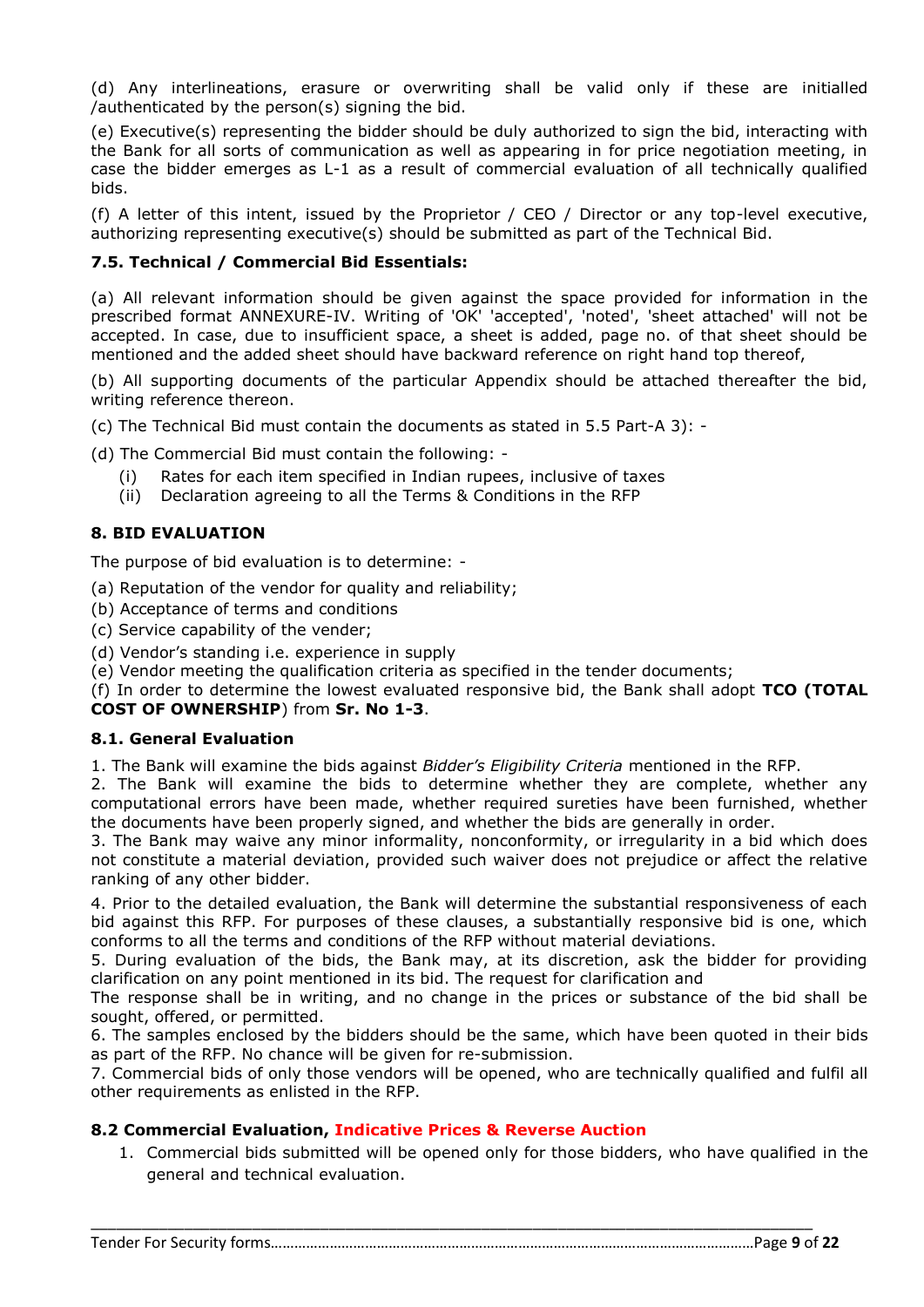(d) Any interlineations, erasure or overwriting shall be valid only if these are initialled /authenticated by the person(s) signing the bid.

(e) Executive(s) representing the bidder should be duly authorized to sign the bid, interacting with the Bank for all sorts of communication as well as appearing in for price negotiation meeting, in case the bidder emerges as L-1 as a result of commercial evaluation of all technically qualified bids.

(f) A letter of this intent, issued by the Proprietor / CEO / Director or any top-level executive, authorizing representing executive(s) should be submitted as part of the Technical Bid.

### 7.5. Technical / Commercial Bid Essentials:

(a) All relevant information should be given against the space provided for information in the prescribed format ANNEXURE-IV. Writing of 'OK' 'accepted', 'noted', 'sheet attached' will not be accepted. In case, due to insufficient space, a sheet is added, page no. of that sheet should be mentioned and the added sheet should have backward reference on right hand top thereof,

(b) All supporting documents of the particular Appendix should be attached thereafter the bid, writing reference thereon.

(c) The Technical Bid must contain the documents as stated in 5.5 Part-A 3): -

(d) The Commercial Bid must contain the following: -

- (i) Rates for each item specified in Indian rupees, inclusive of taxes
- (ii) Declaration agreeing to all the Terms & Conditions in the RFP

## 8. BID EVALUATION

The purpose of bid evaluation is to determine: -

(a) Reputation of the vendor for quality and reliability;
(b) Acceptance of terms and conditions
(c) Service capability of the vender;
(d) Vendor's standing i.e. experience in supply
(e) Vendor meeting the qualification criteria as specified in the tender documents;
(f) In order to determine the lowest evaluated responsive bid, the Bank shall adopt **TCO (TOTAL COST OF OWNERSHIP**) from **Sr. No 1-3**.

### 8.1. General Evaluation

1. The Bank will examine the bids against *Bidder's Eligibility Criteria* mentioned in the RFP.
2. The Bank will examine the bids to determine whether they are complete, whether any computational errors have been made, whether required sureties have been furnished, whether the documents have been properly signed, and whether the bids are generally in order.
3. The Bank may waive any minor informality, nonconformity, or irregularity in a bid which does not constitute a material deviation, provided such waiver does not prejudice or affect the relative ranking of any other bidder.
4. Prior to the detailed evaluation, the Bank will determine the substantial responsiveness of each bid against this RFP. For purposes of these clauses, a substantially responsive bid is one, which conforms to all the terms and conditions of the RFP without material deviations.
5. During evaluation of the bids, the Bank may, at its discretion, ask the bidder for providing clarification on any point mentioned in its bid. The request for clarification and
The response shall be in writing, and no change in the prices or substance of the bid shall be sought, offered, or permitted.
6. The samples enclosed by the bidders should be the same, which have been quoted in their bids as part of the RFP. No chance will be given for re-submission.
7. Commercial bids of only those vendors will be opened, who are technically qualified and fulfil all other requirements as enlisted in the RFP.

### 8.2 Commercial Evaluation, Indicative Prices & Reverse Auction

1. Commercial bids submitted will be opened only for those bidders, who have qualified in the general and technical evaluation.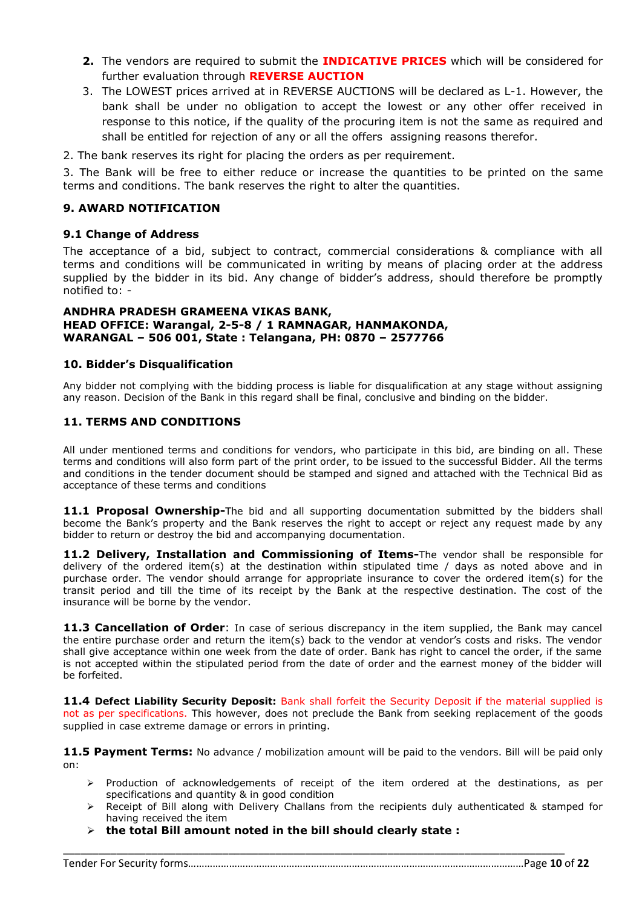2. The vendors are required to submit the **INDICATIVE PRICES** which will be considered for further evaluation through **REVERSE AUCTION**
3. The LOWEST prices arrived at in REVERSE AUCTIONS will be declared as L-1. However, the bank shall be under no obligation to accept the lowest or any other offer received in response to this notice, if the quality of the procuring item is not the same as required and shall be entitled for rejection of any or all the offers assigning reasons therefor.

2. The bank reserves its right for placing the orders as per requirement.

3. The Bank will be free to either reduce or increase the quantities to be printed on the same terms and conditions. The bank reserves the right to alter the quantities.

## 9. AWARD NOTIFICATION

### 9.1 Change of Address

The acceptance of a bid, subject to contract, commercial considerations & compliance with all terms and conditions will be communicated in writing by means of placing order at the address supplied by the bidder in its bid. Any change of bidder's address, should therefore be promptly notified to: -

**ANDHRA PRADESH GRAMEENA VIKAS BANK,**
**HEAD OFFICE: Warangal, 2-5-8 / 1 RAMNAGAR, HANMAKONDA,**
**WARANGAL – 506 001, State : Telangana, PH: 0870 – 2577766**

## 10. Bidder's Disqualification

Any bidder not complying with the bidding process is liable for disqualification at any stage without assigning any reason. Decision of the Bank in this regard shall be final, conclusive and binding on the bidder.

## 11. TERMS AND CONDITIONS

All under mentioned terms and conditions for vendors, who participate in this bid, are binding on all. These terms and conditions will also form part of the print order, to be issued to the successful Bidder. All the terms and conditions in the tender document should be stamped and signed and attached with the Technical Bid as acceptance of these terms and conditions

**11.1 Proposal Ownership-**The bid and all supporting documentation submitted by the bidders shall become the Bank's property and the Bank reserves the right to accept or reject any request made by any bidder to return or destroy the bid and accompanying documentation.

**11.2 Delivery, Installation and Commissioning of Items-**The vendor shall be responsible for delivery of the ordered item(s) at the destination within stipulated time / days as noted above and in purchase order. The vendor should arrange for appropriate insurance to cover the ordered item(s) for the transit period and till the time of its receipt by the Bank at the respective destination. The cost of the insurance will be borne by the vendor.

**11.3 Cancellation of Order**: In case of serious discrepancy in the item supplied, the Bank may cancel the entire purchase order and return the item(s) back to the vendor at vendor's costs and risks. The vendor shall give acceptance within one week from the date of order. Bank has right to cancel the order, if the same is not accepted within the stipulated period from the date of order and the earnest money of the bidder will be forfeited.

**11.4 Defect Liability Security Deposit:** Bank shall forfeit the Security Deposit if the material supplied is not as per specifications. This however, does not preclude the Bank from seeking replacement of the goods supplied in case extreme damage or errors in printing.

**11.5 Payment Terms:** No advance / mobilization amount will be paid to the vendors. Bill will be paid only on:

- Production of acknowledgements of receipt of the item ordered at the destinations, as per specifications and quantity & in good condition
- Receipt of Bill along with Delivery Challans from the recipients duly authenticated & stamped for having received the item
- **the total Bill amount noted in the bill should clearly state :**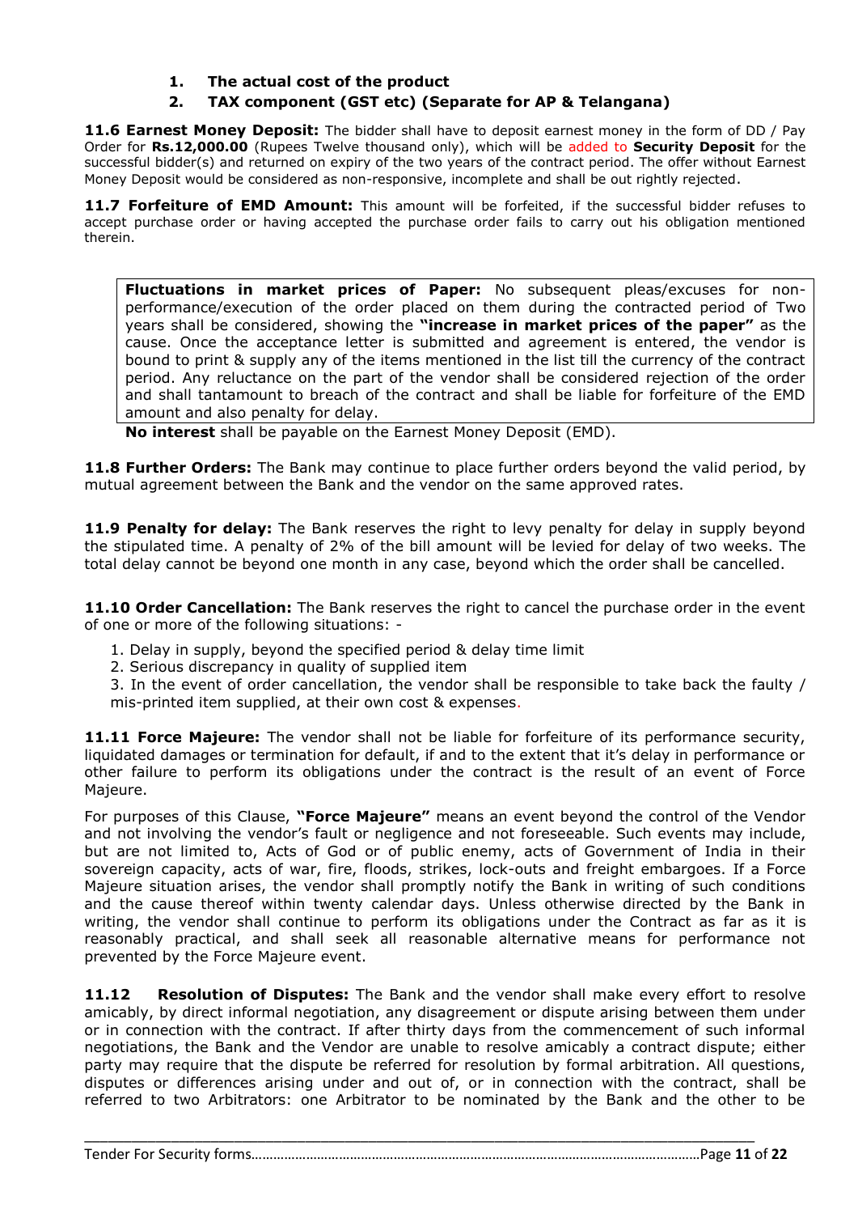1. **The actual cost of the product**
2. **TAX component (GST etc) (Separate for AP & Telangana)**

**11.6 Earnest Money Deposit:** The bidder shall have to deposit earnest money in the form of DD / Pay Order for **Rs.12,000.00** (Rupees Twelve thousand only), which will be added to **Security Deposit** for the successful bidder(s) and returned on expiry of the two years of the contract period. The offer without Earnest Money Deposit would be considered as non-responsive, incomplete and shall be out rightly rejected.

**11.7 Forfeiture of EMD Amount:** This amount will be forfeited, if the successful bidder refuses to accept purchase order or having accepted the purchase order fails to carry out his obligation mentioned therein.

**Fluctuations in market prices of Paper:** No subsequent pleas/excuses for non-performance/execution of the order placed on them during the contracted period of Two years shall be considered, showing the **"increase in market prices of the paper"** as the cause. Once the acceptance letter is submitted and agreement is entered, the vendor is bound to print & supply any of the items mentioned in the list till the currency of the contract period. Any reluctance on the part of the vendor shall be considered rejection of the order and shall tantamount to breach of the contract and shall be liable for forfeiture of the EMD amount and also penalty for delay.

**No interest** shall be payable on the Earnest Money Deposit (EMD).

**11.8 Further Orders:** The Bank may continue to place further orders beyond the valid period, by mutual agreement between the Bank and the vendor on the same approved rates.

**11.9 Penalty for delay:** The Bank reserves the right to levy penalty for delay in supply beyond the stipulated time. A penalty of 2% of the bill amount will be levied for delay of two weeks. The total delay cannot be beyond one month in any case, beyond which the order shall be cancelled.

**11.10 Order Cancellation:** The Bank reserves the right to cancel the purchase order in the event of one or more of the following situations: -

1. Delay in supply, beyond the specified period & delay time limit
2. Serious discrepancy in quality of supplied item
3. In the event of order cancellation, the vendor shall be responsible to take back the faulty / mis-printed item supplied, at their own cost & expenses.

**11.11 Force Majeure:** The vendor shall not be liable for forfeiture of its performance security, liquidated damages or termination for default, if and to the extent that it's delay in performance or other failure to perform its obligations under the contract is the result of an event of Force Majeure.

For purposes of this Clause, **"Force Majeure"** means an event beyond the control of the Vendor and not involving the vendor's fault or negligence and not foreseeable. Such events may include, but are not limited to, Acts of God or of public enemy, acts of Government of India in their sovereign capacity, acts of war, fire, floods, strikes, lock-outs and freight embargoes. If a Force Majeure situation arises, the vendor shall promptly notify the Bank in writing of such conditions and the cause thereof within twenty calendar days. Unless otherwise directed by the Bank in writing, the vendor shall continue to perform its obligations under the Contract as far as it is reasonably practical, and shall seek all reasonable alternative means for performance not prevented by the Force Majeure event.

**11.12 Resolution of Disputes:** The Bank and the vendor shall make every effort to resolve amicably, by direct informal negotiation, any disagreement or dispute arising between them under or in connection with the contract. If after thirty days from the commencement of such informal negotiations, the Bank and the Vendor are unable to resolve amicably a contract dispute; either party may require that the dispute be referred for resolution by formal arbitration. All questions, disputes or differences arising under and out of, or in connection with the contract, shall be referred to two Arbitrators: one Arbitrator to be nominated by the Bank and the other to be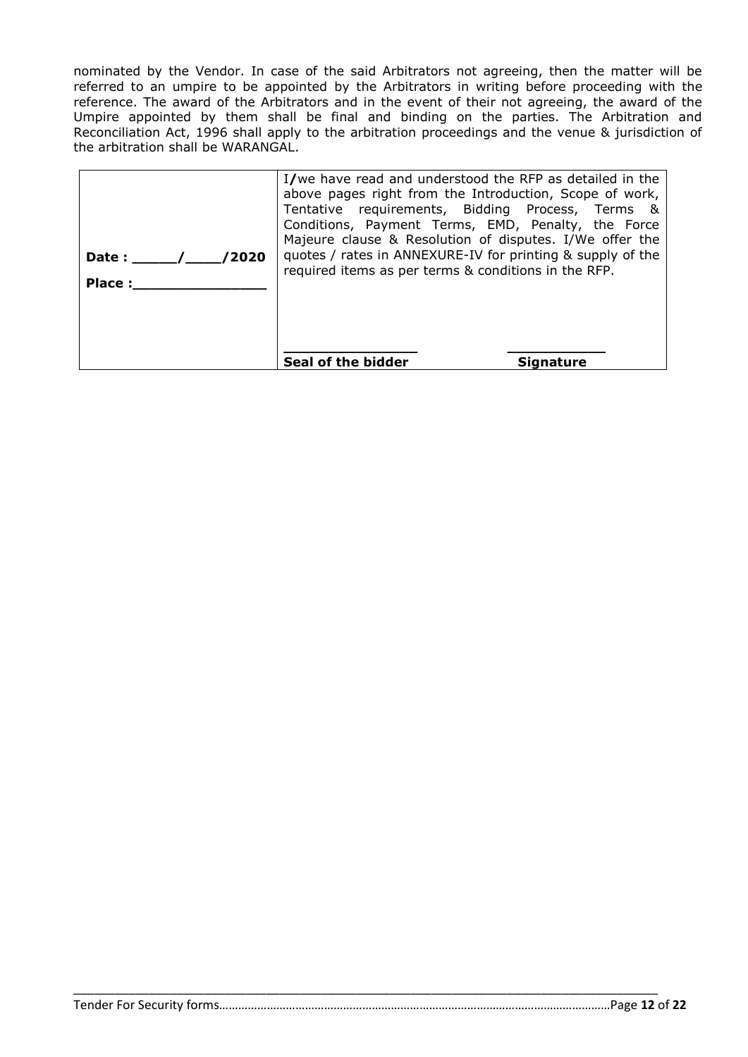nominated by the Vendor. In case of the said Arbitrators not agreeing, then the matter will be referred to an umpire to be appointed by the Arbitrators in writing before proceeding with the reference. The award of the Arbitrators and in the event of their not agreeing, the award of the Umpire appointed by them shall be final and binding on the parties. The Arbitration and Reconciliation Act, 1996 shall apply to the arbitration proceedings and the venue & jurisdiction of the arbitration shall be WARANGAL.

| | |
|---|---|
| **Date : _____/____/2020**<br><br>**Place :_______________** | I/we have read and understood the RFP as detailed in the above pages right from the Introduction, Scope of work, Tentative requirements, Bidding Process, Terms & Conditions, Payment Terms, EMD, Penalty, the Force Majeure clause & Resolution of disputes. I/We offer the quotes / rates in ANNEXURE-IV for printing & supply of the required items as per terms & conditions in the RFP.<br><br>________________ ___________<br>**Seal of the bidder** **Signature** |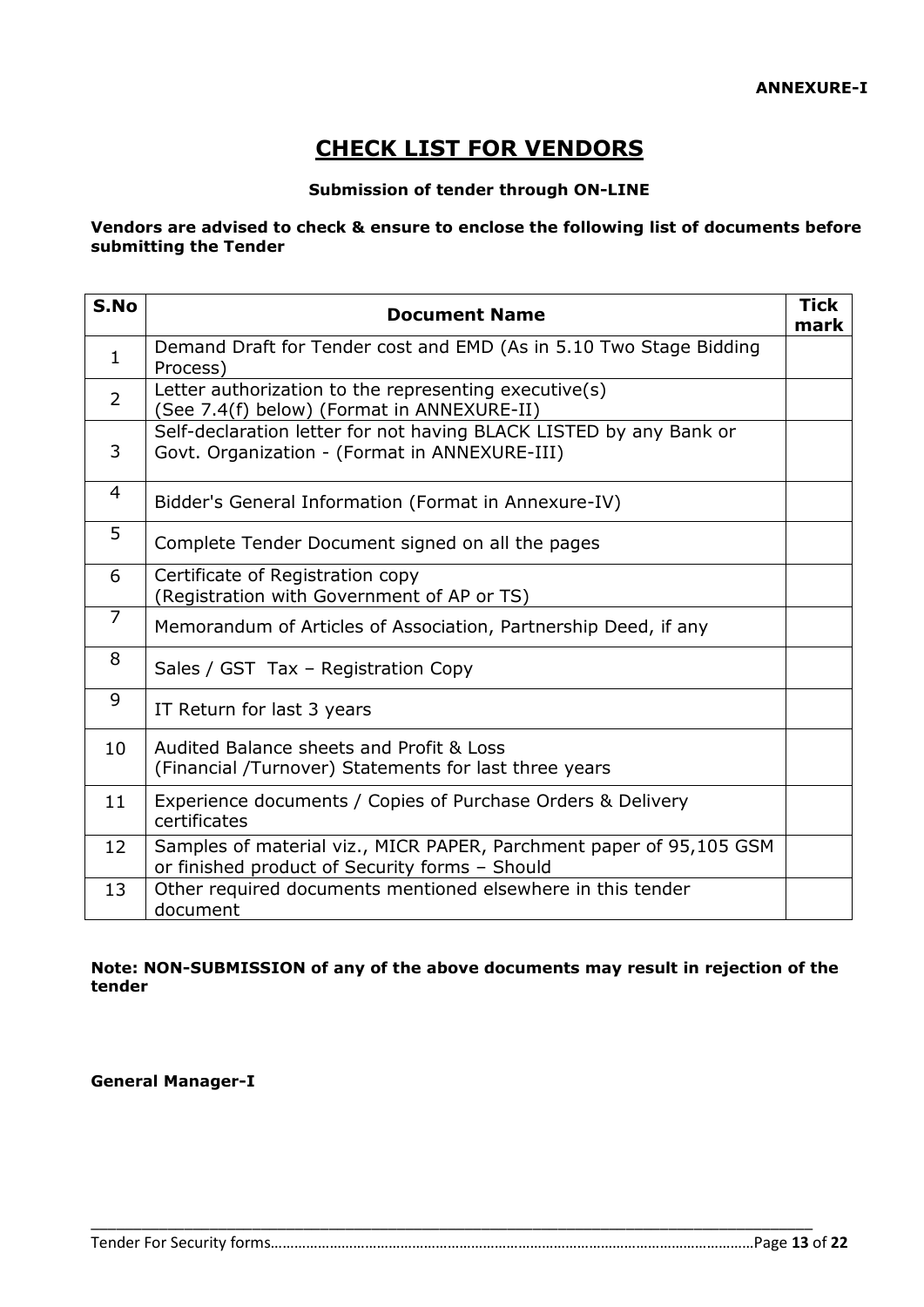**ANNEXURE-I**

# CHECK LIST FOR VENDORS

**Submission of tender through ON-LINE**

**Vendors are advised to check & ensure to enclose the following list of documents before submitting the Tender**

| S.No | Document Name | Tick mark |
|---|---|---|
| 1 | Demand Draft for Tender cost and EMD (As in 5.10 Two Stage Bidding Process) | |
| 2 | Letter authorization to the representing executive(s) (See 7.4(f) below) (Format in ANNEXURE-II) | |
| 3 | Self-declaration letter for not having BLACK LISTED by any Bank or Govt. Organization - (Format in ANNEXURE-III) | |
| 4 | Bidder's General Information (Format in Annexure-IV) | |
| 5 | Complete Tender Document signed on all the pages | |
| 6 | Certificate of Registration copy (Registration with Government of AP or TS) | |
| 7 | Memorandum of Articles of Association, Partnership Deed, if any | |
| 8 | Sales / GST Tax – Registration Copy | |
| 9 | IT Return for last 3 years | |
| 10 | Audited Balance sheets and Profit & Loss (Financial /Turnover) Statements for last three years | |
| 11 | Experience documents / Copies of Purchase Orders & Delivery certificates | |
| 12 | Samples of material viz., MICR PAPER, Parchment paper of 95,105 GSM or finished product of Security forms – Should | |
| 13 | Other required documents mentioned elsewhere in this tender document | |

**Note: NON-SUBMISSION of any of the above documents may result in rejection of the tender**

**General Manager-I**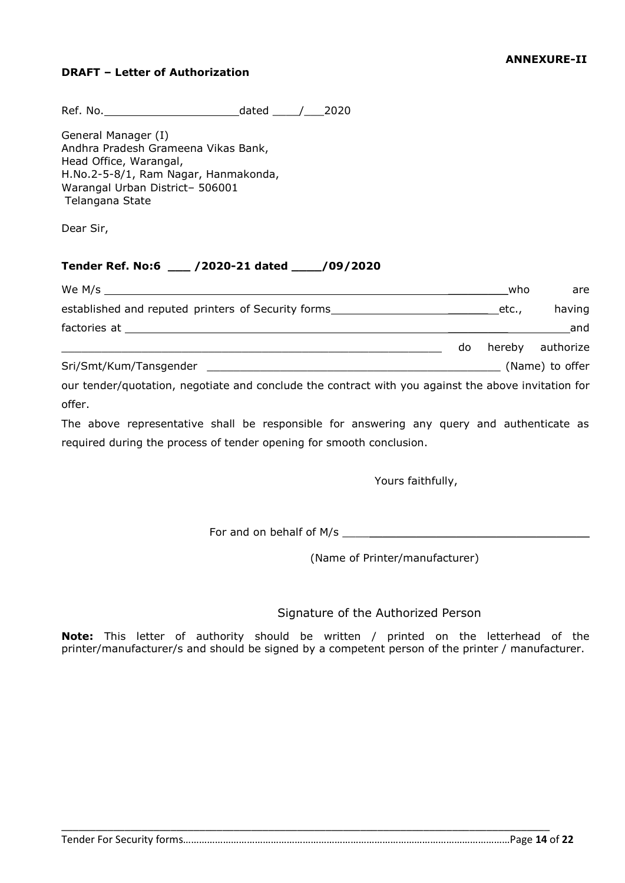**ANNEXURE-II**

**DRAFT – Letter of Authorization**

Ref. No.____________________dated ____/___2020

General Manager (I)
Andhra Pradesh Grameena Vikas Bank,
Head Office, Warangal,
H.No.2-5-8/1, Ram Nagar, Hanmakonda,
Warangal Urban District– 506001
Telangana State

Dear Sir,

**Tender Ref. No:6 ___ /2020-21 dated ____/09/2020**

We M/s ______________________________________________________who are established and reputed printers of Security forms_______________________etc., having factories at _________________________________________________________and ____________________________________________________ do hereby authorize Sri/Smt/Kum/Tansgender ____________________________________________ (Name) to offer our tender/quotation, negotiate and conclude the contract with you against the above invitation for offer.

The above representative shall be responsible for answering any query and authenticate as required during the process of tender opening for smooth conclusion.

Yours faithfully,

For and on behalf of M/s ____________________________________

(Name of Printer/manufacturer)

Signature of the Authorized Person

**Note:** This letter of authority should be written / printed on the letterhead of the printer/manufacturer/s and should be signed by a competent person of the printer / manufacturer.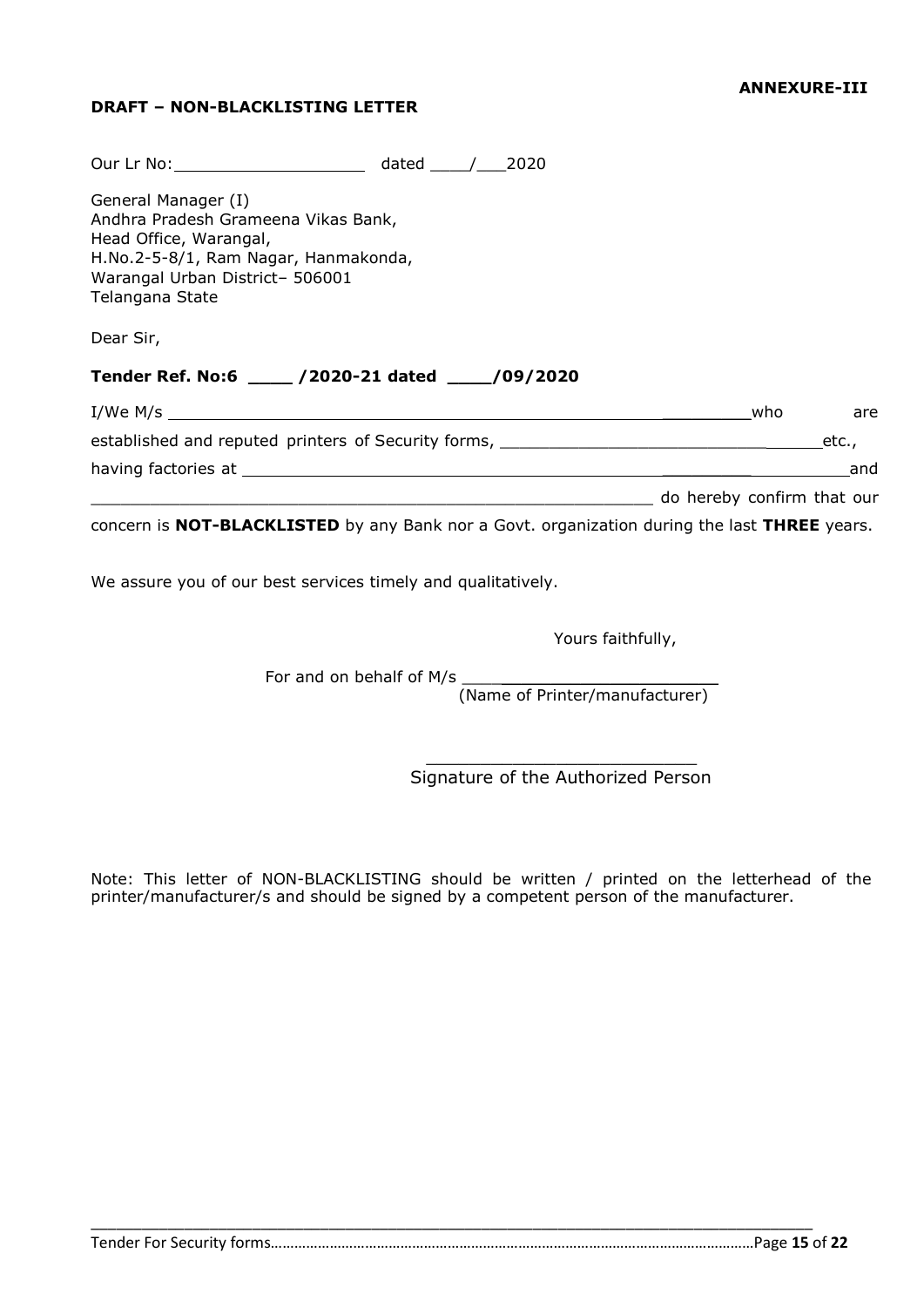**ANNEXURE-III**

**DRAFT – NON-BLACKLISTING LETTER**

Our Lr No:___________________ dated ____/___2020

General Manager (I)
Andhra Pradesh Grameena Vikas Bank,
Head Office, Warangal,
H.No.2-5-8/1, Ram Nagar, Hanmakonda,
Warangal Urban District– 506001
Telangana State

Dear Sir,

**Tender Ref. No:6 ____ /2020-21 dated ____/09/2020**

I/We M/s ____________________________________________________________who are established and reputed printers of Security forms, _________________________________etc., having factories at ______________________________________________________________and ____________________________________________________________ do hereby confirm that our concern is **NOT-BLACKLISTED** by any Bank nor a Govt. organization during the last **THREE** years.

We assure you of our best services timely and qualitatively.

Yours faithfully,

For and on behalf of M/s ________________________
(Name of Printer/manufacturer)

__________________________
Signature of the Authorized Person

Note: This letter of NON-BLACKLISTING should be written / printed on the letterhead of the printer/manufacturer/s and should be signed by a competent person of the manufacturer.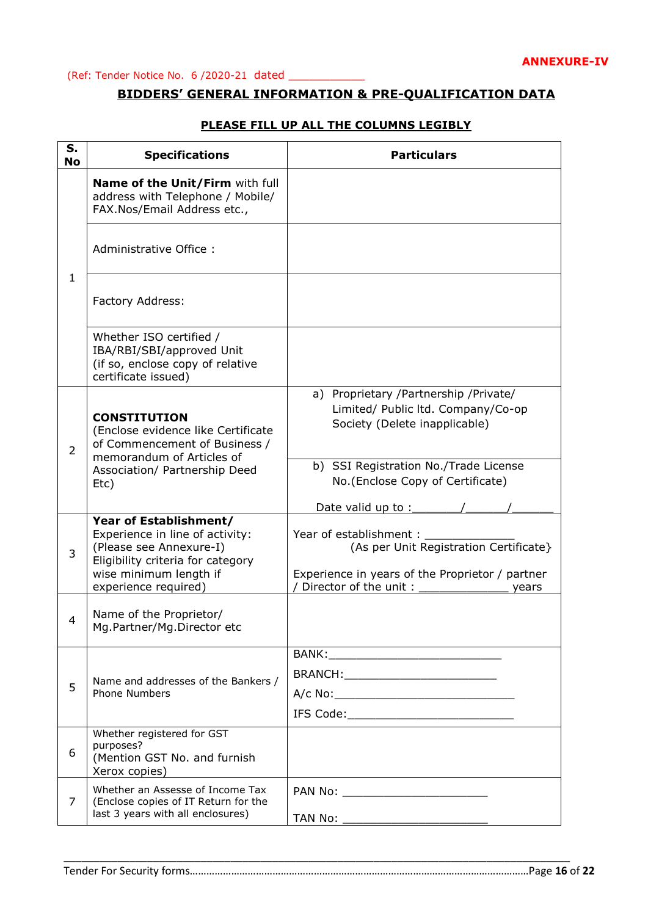**ANNEXURE-IV**

(Ref: Tender Notice No. 6 /2020-21 dated ___________

## BIDDERS' GENERAL INFORMATION & PRE-QUALIFICATION DATA

**PLEASE FILL UP ALL THE COLUMNS LEGIBLY**

| S. No | Specifications | Particulars |
|---|---|---|
| 1 | **Name of the Unit/Firm** with full address with Telephone / Mobile/ FAX.Nos/Email Address etc., | |
| | Administrative Office : | |
| | Factory Address: | |
| | Whether ISO certified / IBA/RBI/SBI/approved Unit (if so, enclose copy of relative certificate issued) | |
| 2 | **CONSTITUTION** (Enclose evidence like Certificate of Commencement of Business / memorandum of Articles of Association/ Partnership Deed Etc) | a) Proprietary /Partnership /Private/ Limited/ Public ltd. Company/Co-op Society (Delete inapplicable) |
| | | b) SSI Registration No./Trade License No.(Enclose Copy of Certificate)<br><br>Date valid up to :_______/______/______ |
| 3 | **Year of Establishment/** Experience in line of activity: (Please see Annexure-I) Eligibility criteria for category wise minimum length if experience required) | Year of establishment : _____________ (As per Unit Registration Certificate}<br><br>Experience in years of the Proprietor / partner / Director of the unit : _____________ years |
| 4 | Name of the Proprietor/ Mg.Partner/Mg.Director etc | |
| 5 | Name and addresses of the Bankers / Phone Numbers | BANK:__________________________<br>BRANCH:_______________________<br>A/c No:___________________________<br>IFS Code:_________________________ |
| 6 | Whether registered for GST purposes? (Mention GST No. and furnish Xerox copies) | |
| 7 | Whether an Assesse of Income Tax (Enclose copies of IT Return for the last 3 years with all enclosures) | PAN No: ______________________<br><br>TAN No: ______________________ |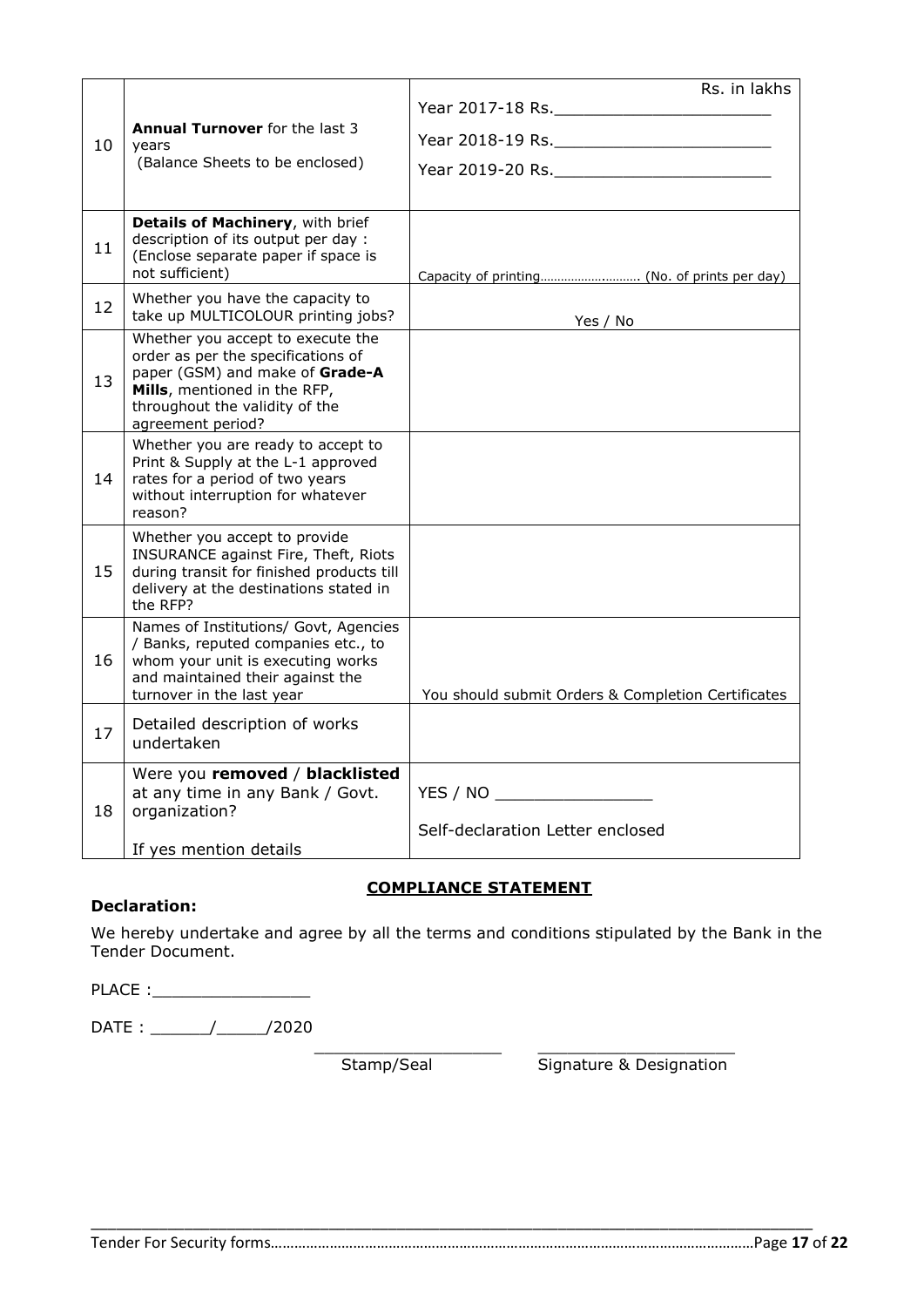| | | |
|---|---|---|
| 10 | **Annual Turnover** for the last 3 years (Balance Sheets to be enclosed) | Rs. in lakhs<br>Year 2017-18 Rs.______________________<br>Year 2018-19 Rs.______________________<br>Year 2019-20 Rs.______________________ |
| 11 | **Details of Machinery**, with brief description of its output per day : (Enclose separate paper if space is not sufficient) | Capacity of printing……………………… (No. of prints per day) |
| 12 | Whether you have the capacity to take up MULTICOLOUR printing jobs? | Yes / No |
| 13 | Whether you accept to execute the order as per the specifications of paper (GSM) and make of **Grade-A Mills**, mentioned in the RFP, throughout the validity of the agreement period? | |
| 14 | Whether you are ready to accept to Print & Supply at the L-1 approved rates for a period of two years without interruption for whatever reason? | |
| 15 | Whether you accept to provide INSURANCE against Fire, Theft, Riots during transit for finished products till delivery at the destinations stated in the RFP? | |
| 16 | Names of Institutions/ Govt, Agencies / Banks, reputed companies etc., to whom your unit is executing works and maintained their against the turnover in the last year | You should submit Orders & Completion Certificates |
| 17 | Detailed description of works undertaken | |
| 18 | Were you **removed** / **blacklisted** at any time in any Bank / Govt. organization?<br><br>If yes mention details | YES / NO ________________<br><br>Self-declaration Letter enclosed |

**COMPLIANCE STATEMENT**

**Declaration:**

We hereby undertake and agree by all the terms and conditions stipulated by the Bank in the Tender Document.

PLACE :________________

DATE : ______/_____/2020

Stamp/Seal Signature & Designation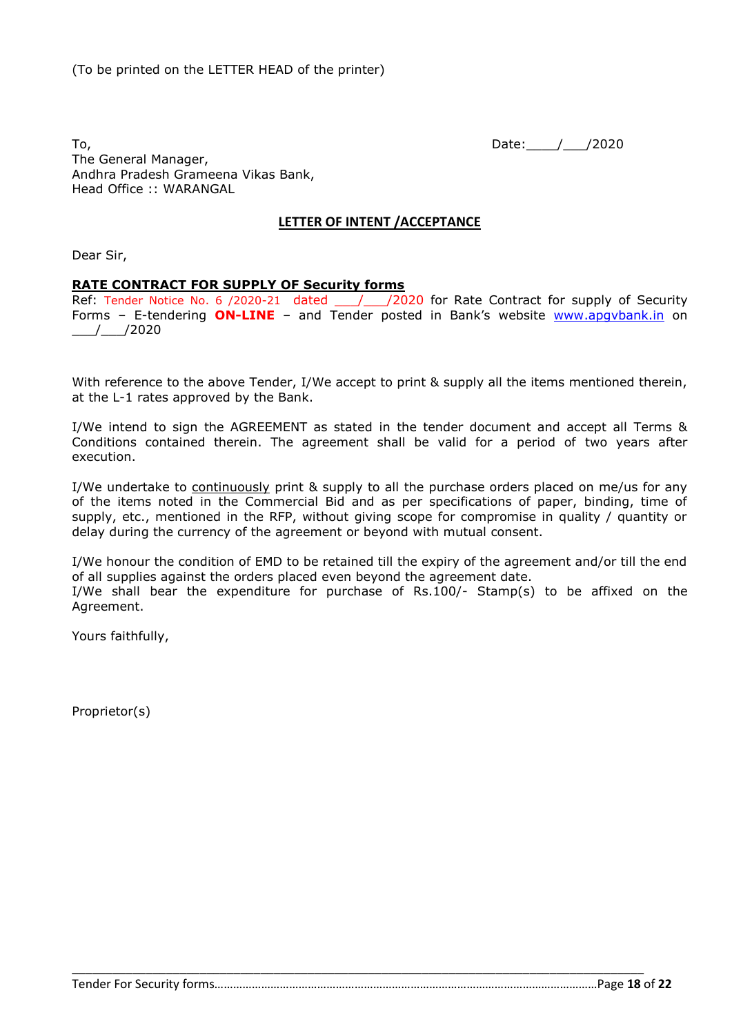(To be printed on the LETTER HEAD of the printer)

To,
The General Manager,
Andhra Pradesh Grameena Vikas Bank,
Head Office :: WARANGAL

Date:____/___/2020

## LETTER OF INTENT /ACCEPTANCE

Dear Sir,

**RATE CONTRACT FOR SUPPLY OF Security forms**

Ref: Tender Notice No. 6 /2020-21 dated ___/___/2020 for Rate Contract for supply of Security Forms – E-tendering **ON-LINE** – and Tender posted in Bank's website www.apgvbank.in on ___/___/2020

With reference to the above Tender, I/We accept to print & supply all the items mentioned therein, at the L-1 rates approved by the Bank.

I/We intend to sign the AGREEMENT as stated in the tender document and accept all Terms & Conditions contained therein. The agreement shall be valid for a period of two years after execution.

I/We undertake to continuously print & supply to all the purchase orders placed on me/us for any of the items noted in the Commercial Bid and as per specifications of paper, binding, time of supply, etc., mentioned in the RFP, without giving scope for compromise in quality / quantity or delay during the currency of the agreement or beyond with mutual consent.

I/We honour the condition of EMD to be retained till the expiry of the agreement and/or till the end of all supplies against the orders placed even beyond the agreement date.
I/We shall bear the expenditure for purchase of Rs.100/- Stamp(s) to be affixed on the Agreement.

Yours faithfully,

Proprietor(s)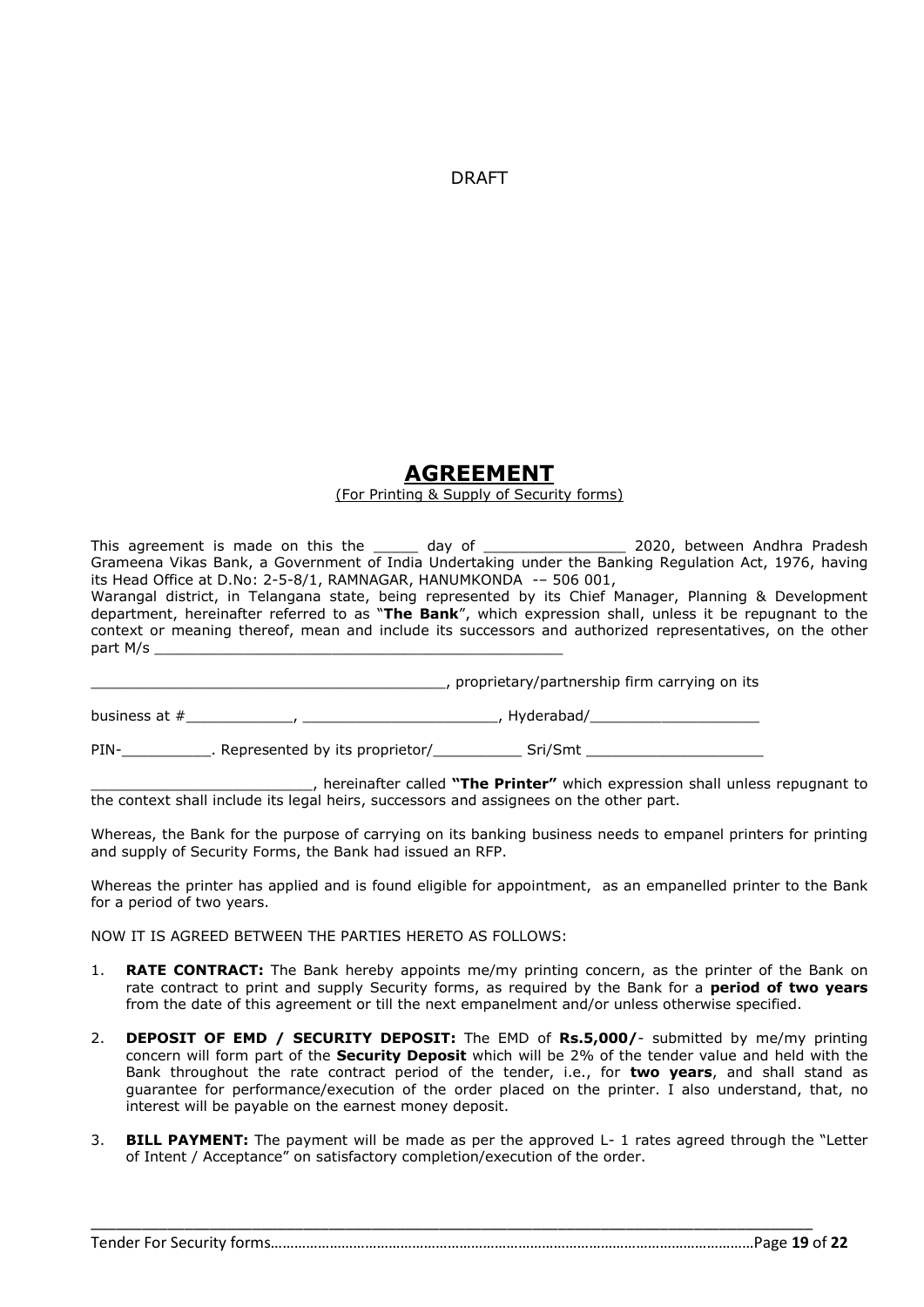DRAFT

# AGREEMENT

(For Printing & Supply of Security forms)

This agreement is made on this the _____ day of ________________ 2020, between Andhra Pradesh Grameena Vikas Bank, a Government of India Undertaking under the Banking Regulation Act, 1976, having its Head Office at D.No: 2-5-8/1, RAMNAGAR, HANUMKONDA -– 506 001,
Warangal district, in Telangana state, being represented by its Chief Manager, Planning & Development department, hereinafter referred to as "**The Bank**", which expression shall, unless it be repugnant to the context or meaning thereof, mean and include its successors and authorized representatives, on the other part M/s _______________________________________________

________________________________________, proprietary/partnership firm carrying on its

business at #____________, ______________________, Hyderabad/___________________

PIN-__________. Represented by its proprietor/__________ Sri/Smt ____________________

_________________________, hereinafter called **"The Printer"** which expression shall unless repugnant to the context shall include its legal heirs, successors and assignees on the other part.

Whereas, the Bank for the purpose of carrying on its banking business needs to empanel printers for printing and supply of Security Forms, the Bank had issued an RFP.

Whereas the printer has applied and is found eligible for appointment, as an empanelled printer to the Bank for a period of two years.

NOW IT IS AGREED BETWEEN THE PARTIES HERETO AS FOLLOWS:

1. **RATE CONTRACT:** The Bank hereby appoints me/my printing concern, as the printer of the Bank on rate contract to print and supply Security forms, as required by the Bank for a **period of two years** from the date of this agreement or till the next empanelment and/or unless otherwise specified.
2. **DEPOSIT OF EMD / SECURITY DEPOSIT:** The EMD of **Rs.5,000/**- submitted by me/my printing concern will form part of the **Security Deposit** which will be 2% of the tender value and held with the Bank throughout the rate contract period of the tender, i.e., for **two years**, and shall stand as guarantee for performance/execution of the order placed on the printer. I also understand, that, no interest will be payable on the earnest money deposit.
3. **BILL PAYMENT:** The payment will be made as per the approved L- 1 rates agreed through the "Letter of Intent / Acceptance" on satisfactory completion/execution of the order.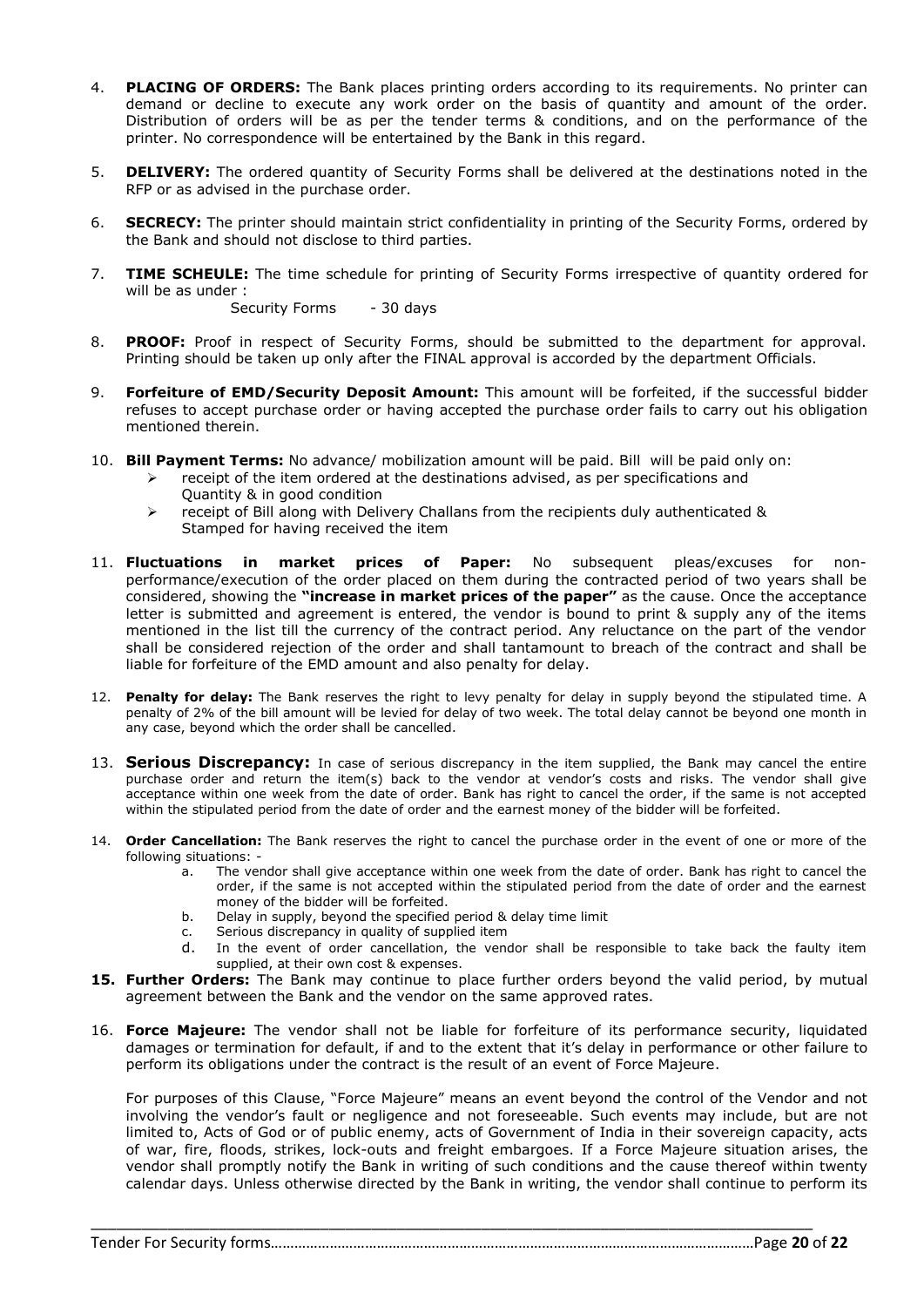4. **PLACING OF ORDERS:** The Bank places printing orders according to its requirements. No printer can demand or decline to execute any work order on the basis of quantity and amount of the order. Distribution of orders will be as per the tender terms & conditions, and on the performance of the printer. No correspondence will be entertained by the Bank in this regard.

5. **DELIVERY:** The ordered quantity of Security Forms shall be delivered at the destinations noted in the RFP or as advised in the purchase order.

6. **SECRECY:** The printer should maintain strict confidentiality in printing of the Security Forms, ordered by the Bank and should not disclose to third parties.

7. **TIME SCHEULE:** The time schedule for printing of Security Forms irrespective of quantity ordered for will be as under :

   Security Forms - 30 days

8. **PROOF:** Proof in respect of Security Forms, should be submitted to the department for approval. Printing should be taken up only after the FINAL approval is accorded by the department Officials.

9. **Forfeiture of EMD/Security Deposit Amount:** This amount will be forfeited, if the successful bidder refuses to accept purchase order or having accepted the purchase order fails to carry out his obligation mentioned therein.

10. **Bill Payment Terms:** No advance/ mobilization amount will be paid. Bill will be paid only on:
    - receipt of the item ordered at the destinations advised, as per specifications and Quantity & in good condition
    - receipt of Bill along with Delivery Challans from the recipients duly authenticated & Stamped for having received the item

11. **Fluctuations in market prices of Paper:** No subsequent pleas/excuses for non-performance/execution of the order placed on them during the contracted period of two years shall be considered, showing the **"increase in market prices of the paper"** as the cause. Once the acceptance letter is submitted and agreement is entered, the vendor is bound to print & supply any of the items mentioned in the list till the currency of the contract period. Any reluctance on the part of the vendor shall be considered rejection of the order and shall tantamount to breach of the contract and shall be liable for forfeiture of the EMD amount and also penalty for delay.

12. **Penalty for delay:** The Bank reserves the right to levy penalty for delay in supply beyond the stipulated time. A penalty of 2% of the bill amount will be levied for delay of two week. The total delay cannot be beyond one month in any case, beyond which the order shall be cancelled.

13. **Serious Discrepancy:** In case of serious discrepancy in the item supplied, the Bank may cancel the entire purchase order and return the item(s) back to the vendor at vendor's costs and risks. The vendor shall give acceptance within one week from the date of order. Bank has right to cancel the order, if the same is not accepted within the stipulated period from the date of order and the earnest money of the bidder will be forfeited.

14. **Order Cancellation:** The Bank reserves the right to cancel the purchase order in the event of one or more of the following situations: -
    a. The vendor shall give acceptance within one week from the date of order. Bank has right to cancel the order, if the same is not accepted within the stipulated period from the date of order and the earnest money of the bidder will be forfeited.
    b. Delay in supply, beyond the specified period & delay time limit
    c. Serious discrepancy in quality of supplied item
    d. In the event of order cancellation, the vendor shall be responsible to take back the faulty item supplied, at their own cost & expenses.

15. **Further Orders:** The Bank may continue to place further orders beyond the valid period, by mutual agreement between the Bank and the vendor on the same approved rates.

16. **Force Majeure:** The vendor shall not be liable for forfeiture of its performance security, liquidated damages or termination for default, if and to the extent that it's delay in performance or other failure to perform its obligations under the contract is the result of an event of Force Majeure.

    For purposes of this Clause, "Force Majeure" means an event beyond the control of the Vendor and not involving the vendor's fault or negligence and not foreseeable. Such events may include, but are not limited to, Acts of God or of public enemy, acts of Government of India in their sovereign capacity, acts of war, fire, floods, strikes, lock-outs and freight embargoes. If a Force Majeure situation arises, the vendor shall promptly notify the Bank in writing of such conditions and the cause thereof within twenty calendar days. Unless otherwise directed by the Bank in writing, the vendor shall continue to perform its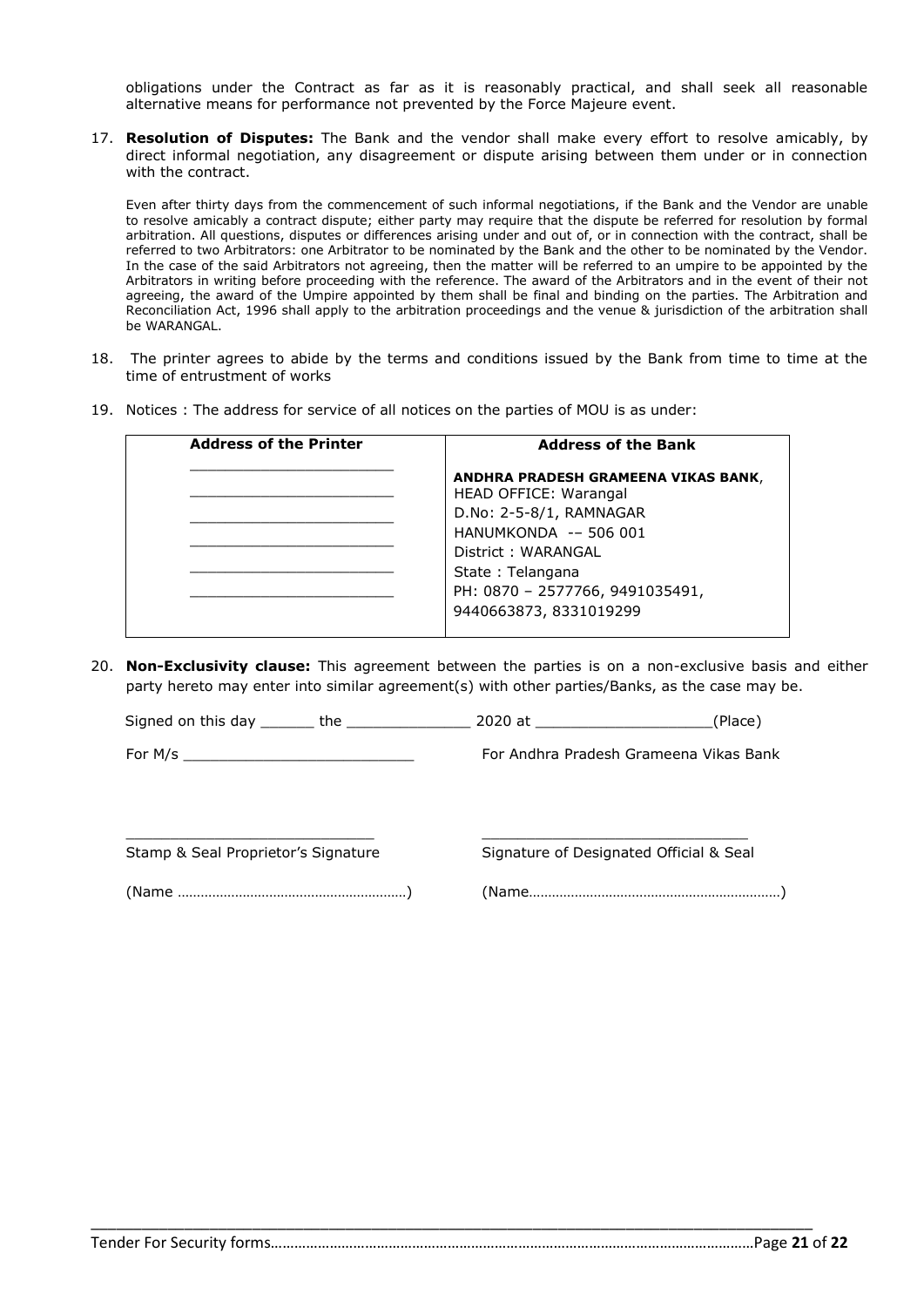obligations under the Contract as far as it is reasonably practical, and shall seek all reasonable alternative means for performance not prevented by the Force Majeure event.

17. **Resolution of Disputes:** The Bank and the vendor shall make every effort to resolve amicably, by direct informal negotiation, any disagreement or dispute arising between them under or in connection with the contract.

    Even after thirty days from the commencement of such informal negotiations, if the Bank and the Vendor are unable to resolve amicably a contract dispute; either party may require that the dispute be referred for resolution by formal arbitration. All questions, disputes or differences arising under and out of, or in connection with the contract, shall be referred to two Arbitrators: one Arbitrator to be nominated by the Bank and the other to be nominated by the Vendor. In the case of the said Arbitrators not agreeing, then the matter will be referred to an umpire to be appointed by the Arbitrators in writing before proceeding with the reference. The award of the Arbitrators and in the event of their not agreeing, the award of the Umpire appointed by them shall be final and binding on the parties. The Arbitration and Reconciliation Act, 1996 shall apply to the arbitration proceedings and the venue & jurisdiction of the arbitration shall be WARANGAL.

18. The printer agrees to abide by the terms and conditions issued by the Bank from time to time at the time of entrustment of works

19. Notices : The address for service of all notices on the parties of MOU is as under:

| Address of the Printer | Address of the Bank |
|---|---|
| ______________________<br>______________________<br>______________________<br>______________________<br>______________________<br>______________________ | **ANDHRA PRADESH GRAMEENA VIKAS BANK**,<br>HEAD OFFICE: Warangal<br>D.No: 2-5-8/1, RAMNAGAR<br>HANUMKONDA -– 506 001<br>District : WARANGAL<br>State : Telangana<br>PH: 0870 – 2577766, 9491035491,<br>9440663873, 8331019299 |

20. **Non-Exclusivity clause:** This agreement between the parties is on a non-exclusive basis and either party hereto may enter into similar agreement(s) with other parties/Banks, as the case may be.

Signed on this day ______ the ______________ 2020 at ____________________(Place)

For M/s __________________________ For Andhra Pradesh Grameena Vikas Bank

____________________________ ______________________________

Stamp & Seal Proprietor's Signature Signature of Designated Official & Seal

(Name ……………………………………………………) (Name…………………………………………………………)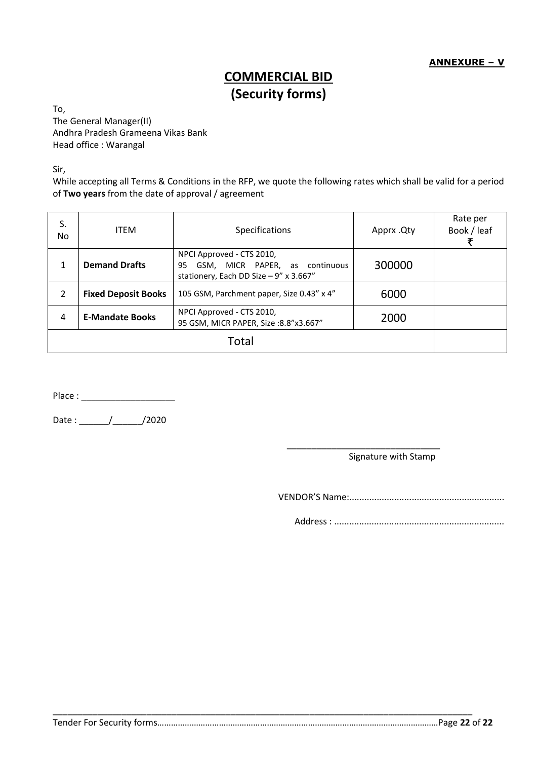**ANNEXURE – V**

# COMMERCIAL BID
## (Security forms)

To,
The General Manager(II)
Andhra Pradesh Grameena Vikas Bank
Head office : Warangal

Sir,
While accepting all Terms & Conditions in the RFP, we quote the following rates which shall be valid for a period of **Two years** from the date of approval / agreement

| S. No | ITEM | Specifications | Apprx .Qty | Rate per Book / leaf ₹ |
|---|---|---|---|---|
| 1 | **Demand Drafts** | NPCI Approved - CTS 2010, 95 GSM, MICR PAPER, as continuous stationery, Each DD Size – 9" x 3.667" | 300000 | |
| 2 | **Fixed Deposit Books** | 105 GSM, Parchment paper, Size 0.43" x 4" | 6000 | |
| 4 | **E-Mandate Books** | NPCI Approved - CTS 2010, 95 GSM, MICR PAPER, Size :8.8"x3.667" | 2000 | |
| Total | | | | |

Place : ___________________

Date : ______/______/2020

_______________________________
Signature with Stamp

VENDOR'S Name:.............................................................

Address : ...................................................................